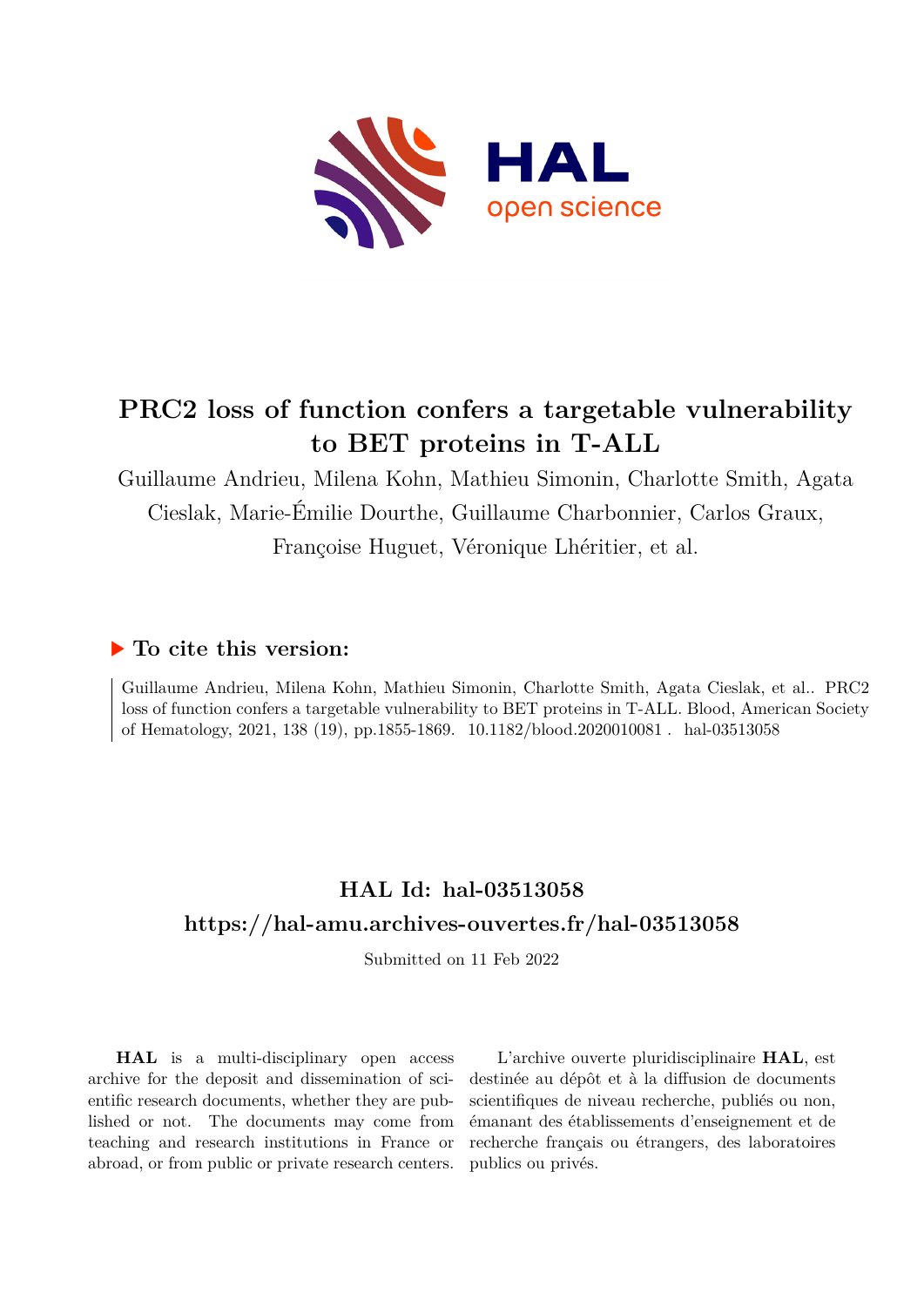# PRC2 loss of function confers a targetable vulnerability to BET proteins in T-ALL

Guillaume Andrieu, Milena Kohn, Mathieu Simonin, Charlotte Smith, Agata Cieslak, Marie-Émilie Dourthe, Guillaume Charbonnier, Carlos Graux, Françoise Huguet, Véronique Lhéritier, et al.

## ▶ To cite this version:

Guillaume Andrieu, Milena Kohn, Mathieu Simonin, Charlotte Smith, Agata Cieslak, et al.. PRC2 loss of function confers a targetable vulnerability to BET proteins in T-ALL. Blood, American Society of Hematology, 2021, 138 (19), pp.1855-1869. 10.1182/blood.2020010081 . hal-03513058

## HAL Id: hal-03513058

## https://hal-amu.archives-ouvertes.fr/hal-03513058

Submitted on 11 Feb 2022

**HAL** is a multi-disciplinary open access archive for the deposit and dissemination of scientific research documents, whether they are published or not. The documents may come from teaching and research institutions in France or abroad, or from public or private research centers.

L'archive ouverte pluridisciplinaire **HAL**, est destinée au dépôt et à la diffusion de documents scientifiques de niveau recherche, publiés ou non, émanant des établissements d'enseignement et de recherche français ou étrangers, des laboratoires publics ou privés.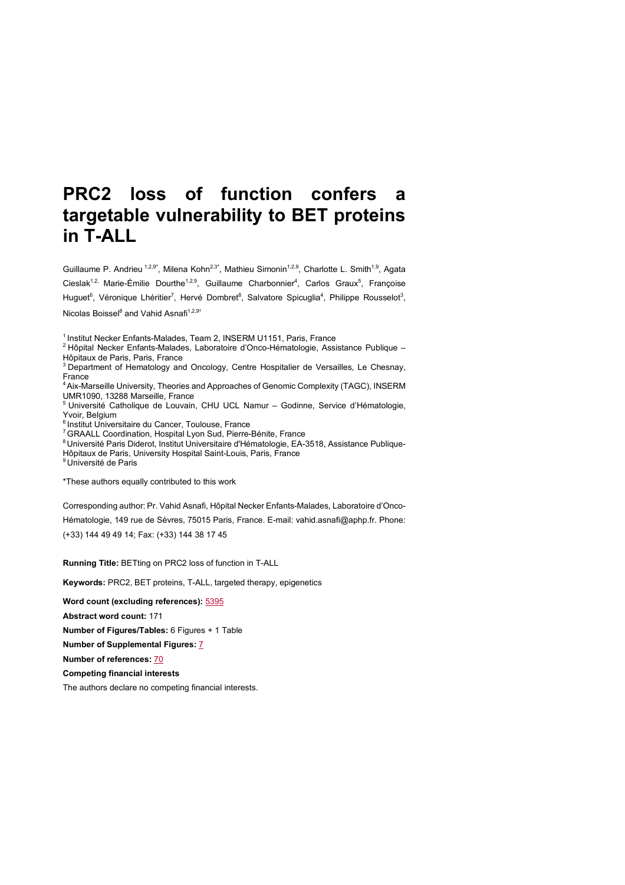# PRC2 loss of function confers a targetable vulnerability to BET proteins in T-ALL

Guillaume P. Andrieu [1,2,9*], Milena Kohn[2,3*], Mathieu Simonin[1,2,9], Charlotte L. Smith[1,9], Agata Cieslak[1,2,] Marie-Émilie Dourthe[1,2,9], Guillaume Charbonnier[4], Carlos Graux[5], Françoise Huguet[6], Véronique Lhéritier[7], Hervé Dombret[8], Salvatore Spicuglia[4], Philippe Rousselot[3], Nicolas Boissel[8] and Vahid Asnafi[1,2,9†]

[1] Institut Necker Enfants-Malades, Team 2, INSERM U1151, Paris, France
[2] Hôpital Necker Enfants-Malades, Laboratoire d'Onco-Hématologie, Assistance Publique – Hôpitaux de Paris, Paris, France
[3] Department of Hematology and Oncology, Centre Hospitalier de Versailles, Le Chesnay, France
[4] Aix-Marseille University, Theories and Approaches of Genomic Complexity (TAGC), INSERM UMR1090, 13288 Marseille, France
[5] Université Catholique de Louvain, CHU UCL Namur – Godinne, Service d'Hématologie, Yvoir, Belgium
[6] Institut Universitaire du Cancer, Toulouse, France
[7] GRAALL Coordination, Hospital Lyon Sud, Pierre-Bénite, France
[8] Université Paris Diderot, Institut Universitaire d'Hématologie, EA-3518, Assistance Publique-Hôpitaux de Paris, University Hospital Saint-Louis, Paris, France
[9] Université de Paris

*These authors equally contributed to this work

Corresponding author: Pr. Vahid Asnafi, Hôpital Necker Enfants-Malades, Laboratoire d'Onco-Hématologie, 149 rue de Sèvres, 75015 Paris, France. E-mail: vahid.asnafi@aphp.fr. Phone: (+33) 144 49 49 14; Fax: (+33) 144 38 17 45

**Running Title:** BETting on PRC2 loss of function in T-ALL

**Keywords:** PRC2, BET proteins, T-ALL, targeted therapy, epigenetics

**Word count (excluding references):** 5395

**Abstract word count:** 171

**Number of Figures/Tables:** 6 Figures + 1 Table

**Number of Supplemental Figures:** 7

**Number of references:** 70

**Competing financial interests**

The authors declare no competing financial interests.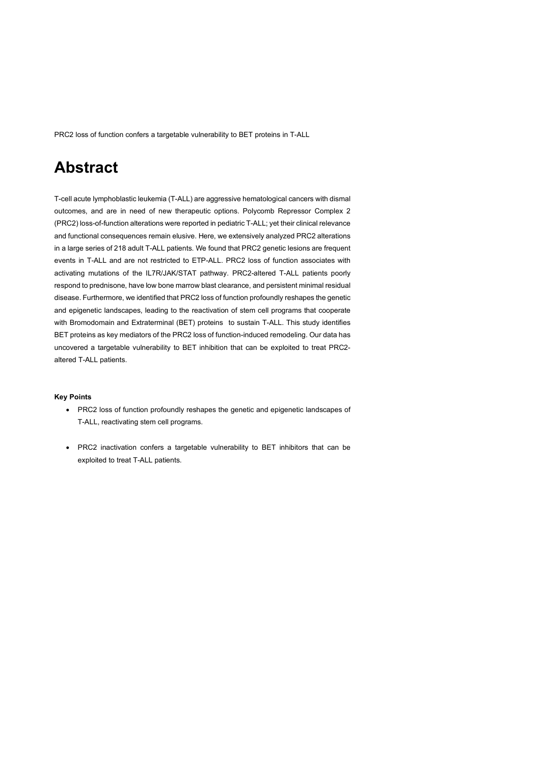PRC2 loss of function confers a targetable vulnerability to BET proteins in T-ALL

# Abstract

T-cell acute lymphoblastic leukemia (T-ALL) are aggressive hematological cancers with dismal outcomes, and are in need of new therapeutic options. Polycomb Repressor Complex 2 (PRC2) loss-of-function alterations were reported in pediatric T-ALL; yet their clinical relevance and functional consequences remain elusive. Here, we extensively analyzed PRC2 alterations in a large series of 218 adult T-ALL patients. We found that PRC2 genetic lesions are frequent events in T-ALL and are not restricted to ETP-ALL. PRC2 loss of function associates with activating mutations of the IL7R/JAK/STAT pathway. PRC2-altered T-ALL patients poorly respond to prednisone, have low bone marrow blast clearance, and persistent minimal residual disease. Furthermore, we identified that PRC2 loss of function profoundly reshapes the genetic and epigenetic landscapes, leading to the reactivation of stem cell programs that cooperate with Bromodomain and Extraterminal (BET) proteins to sustain T-ALL. This study identifies BET proteins as key mediators of the PRC2 loss of function-induced remodeling. Our data has uncovered a targetable vulnerability to BET inhibition that can be exploited to treat PRC2-altered T-ALL patients.

**Key Points**

- PRC2 loss of function profoundly reshapes the genetic and epigenetic landscapes of T-ALL, reactivating stem cell programs.
- PRC2 inactivation confers a targetable vulnerability to BET inhibitors that can be exploited to treat T-ALL patients.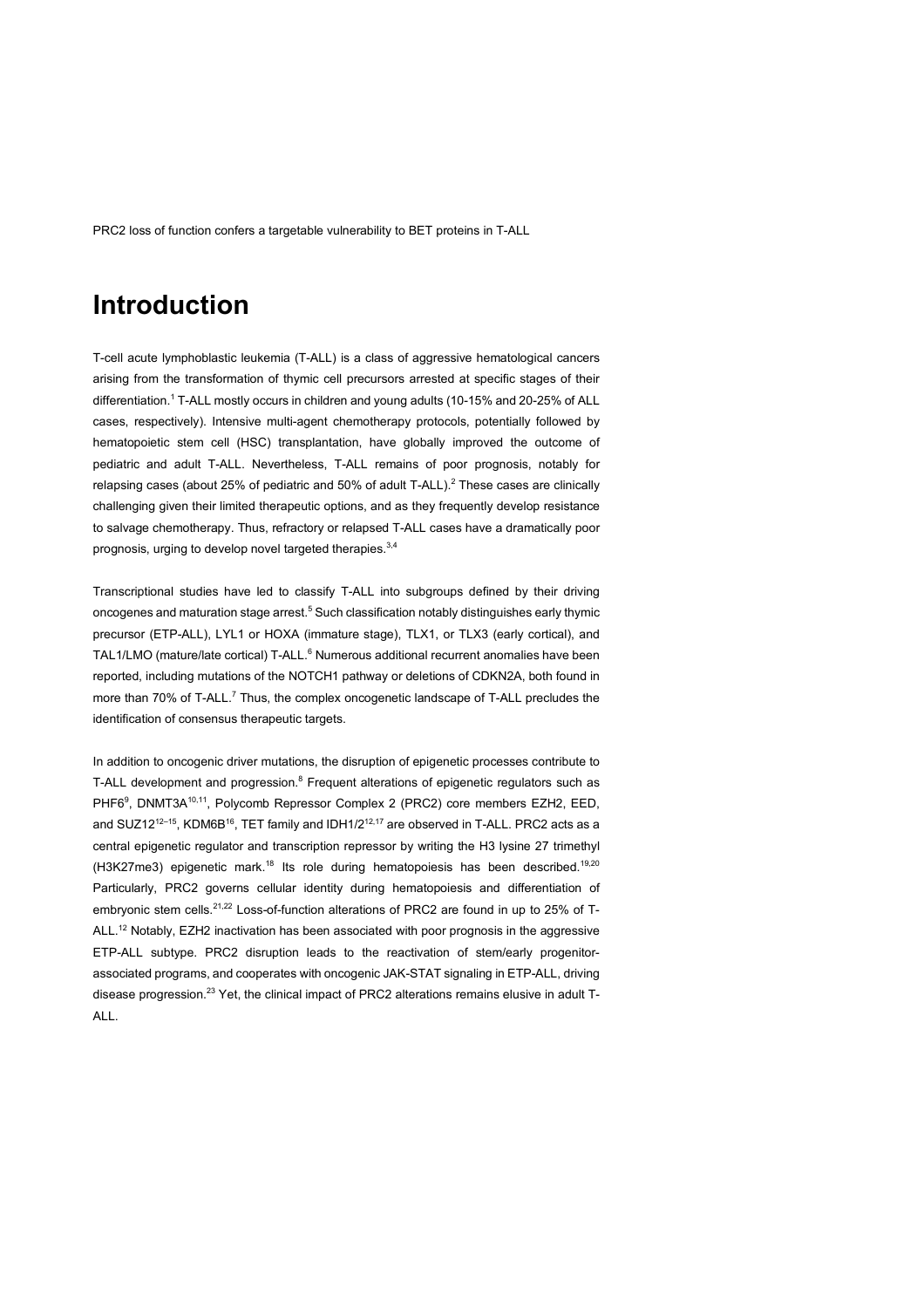# Introduction

T-cell acute lymphoblastic leukemia (T-ALL) is a class of aggressive hematological cancers arising from the transformation of thymic cell precursors arrested at specific stages of their differentiation.[1] T-ALL mostly occurs in children and young adults (10-15% and 20-25% of ALL cases, respectively). Intensive multi-agent chemotherapy protocols, potentially followed by hematopoietic stem cell (HSC) transplantation, have globally improved the outcome of pediatric and adult T-ALL. Nevertheless, T-ALL remains of poor prognosis, notably for relapsing cases (about 25% of pediatric and 50% of adult T-ALL).[2] These cases are clinically challenging given their limited therapeutic options, and as they frequently develop resistance to salvage chemotherapy. Thus, refractory or relapsed T-ALL cases have a dramatically poor prognosis, urging to develop novel targeted therapies.[3,4]

Transcriptional studies have led to classify T-ALL into subgroups defined by their driving oncogenes and maturation stage arrest.[5] Such classification notably distinguishes early thymic precursor (ETP-ALL), LYL1 or HOXA (immature stage), TLX1, or TLX3 (early cortical), and TAL1/LMO (mature/late cortical) T-ALL.[6] Numerous additional recurrent anomalies have been reported, including mutations of the NOTCH1 pathway or deletions of CDKN2A, both found in more than 70% of T-ALL.[7] Thus, the complex oncogenetic landscape of T-ALL precludes the identification of consensus therapeutic targets.

In addition to oncogenic driver mutations, the disruption of epigenetic processes contribute to T-ALL development and progression.[8] Frequent alterations of epigenetic regulators such as PHF6[9], DNMT3A[10,11], Polycomb Repressor Complex 2 (PRC2) core members EZH2, EED, and SUZ12[12–15], KDM6B[16], TET family and IDH1/2[12,17] are observed in T-ALL. PRC2 acts as a central epigenetic regulator and transcription repressor by writing the H3 lysine 27 trimethyl (H3K27me3) epigenetic mark.[18] Its role during hematopoiesis has been described.[19,20] Particularly, PRC2 governs cellular identity during hematopoiesis and differentiation of embryonic stem cells.[21,22] Loss-of-function alterations of PRC2 are found in up to 25% of T-ALL.[12] Notably, EZH2 inactivation has been associated with poor prognosis in the aggressive ETP-ALL subtype. PRC2 disruption leads to the reactivation of stem/early progenitor-associated programs, and cooperates with oncogenic JAK-STAT signaling in ETP-ALL, driving disease progression.[23] Yet, the clinical impact of PRC2 alterations remains elusive in adult T-ALL.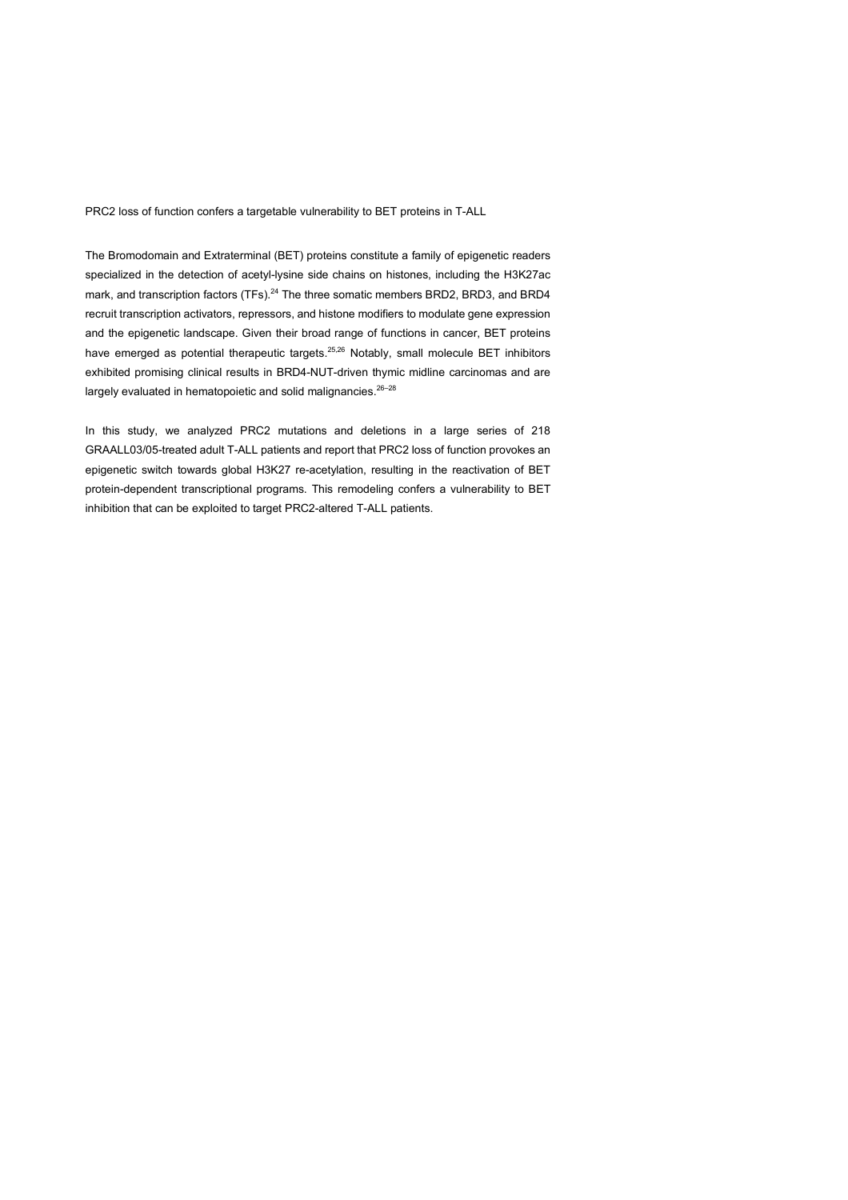PRC2 loss of function confers a targetable vulnerability to BET proteins in T-ALL

The Bromodomain and Extraterminal (BET) proteins constitute a family of epigenetic readers specialized in the detection of acetyl-lysine side chains on histones, including the H3K27ac mark, and transcription factors (TFs).[24] The three somatic members BRD2, BRD3, and BRD4 recruit transcription activators, repressors, and histone modifiers to modulate gene expression and the epigenetic landscape. Given their broad range of functions in cancer, BET proteins have emerged as potential therapeutic targets.[25,26] Notably, small molecule BET inhibitors exhibited promising clinical results in BRD4-NUT-driven thymic midline carcinomas and are largely evaluated in hematopoietic and solid malignancies.[26–28]

In this study, we analyzed PRC2 mutations and deletions in a large series of 218 GRAALL03/05-treated adult T-ALL patients and report that PRC2 loss of function provokes an epigenetic switch towards global H3K27 re-acetylation, resulting in the reactivation of BET protein-dependent transcriptional programs. This remodeling confers a vulnerability to BET inhibition that can be exploited to target PRC2-altered T-ALL patients.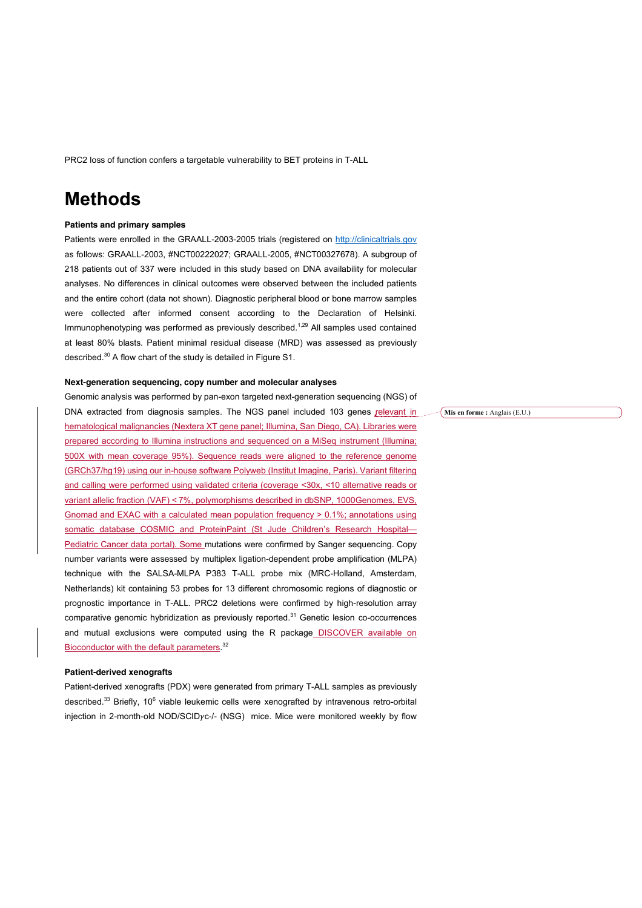# Methods

### Patients and primary samples

Patients were enrolled in the GRAALL-2003-2005 trials (registered on http://clinicaltrials.gov as follows: GRAALL-2003, #NCT00222027; GRAALL-2005, #NCT00327678). A subgroup of 218 patients out of 337 were included in this study based on DNA availability for molecular analyses. No differences in clinical outcomes were observed between the included patients and the entire cohort (data not shown). Diagnostic peripheral blood or bone marrow samples were collected after informed consent according to the Declaration of Helsinki. Immunophenotyping was performed as previously described.[1,29] All samples used contained at least 80% blasts. Patient minimal residual disease (MRD) was assessed as previously described.[30] A flow chart of the study is detailed in Figure S1.

### Next-generation sequencing, copy number and molecular analyses

Genomic analysis was performed by pan-exon targeted next-generation sequencing (NGS) of DNA extracted from diagnosis samples. The NGS panel included 103 genes relevant in hematological malignancies (Nextera XT gene panel; Illumina, San Diego, CA). Libraries were prepared according to Illumina instructions and sequenced on a MiSeq instrument (Illumina; 500X with mean coverage 95%). Sequence reads were aligned to the reference genome (GRCh37/hg19) using our in-house software Polyweb (Institut Imagine, Paris). Variant filtering and calling were performed using validated criteria (coverage <30x, <10 alternative reads or variant allelic fraction (VAF) < 7%, polymorphisms described in dbSNP, 1000Genomes, EVS, Gnomad and EXAC with a calculated mean population frequency > 0.1%; annotations using somatic database COSMIC and ProteinPaint (St Jude Children's Research Hospital—Pediatric Cancer data portal). Some mutations were confirmed by Sanger sequencing. Copy number variants were assessed by multiplex ligation-dependent probe amplification (MLPA) technique with the SALSA-MLPA P383 T-ALL probe mix (MRC-Holland, Amsterdam, Netherlands) kit containing 53 probes for 13 different chromosomic regions of diagnostic or prognostic importance in T-ALL. PRC2 deletions were confirmed by high-resolution array comparative genomic hybridization as previously reported.[31] Genetic lesion co-occurrences and mutual exclusions were computed using the R package DISCOVER available on Bioconductor with the default parameters.[32]

### Patient-derived xenografts

Patient-derived xenografts (PDX) were generated from primary T-ALL samples as previously described.[33] Briefly, $10^6$ viable leukemic cells were xenografted by intravenous retro-orbital injection in 2-month-old NOD/SCID$\gamma$c-/- (NSG) mice. Mice were monitored weekly by flow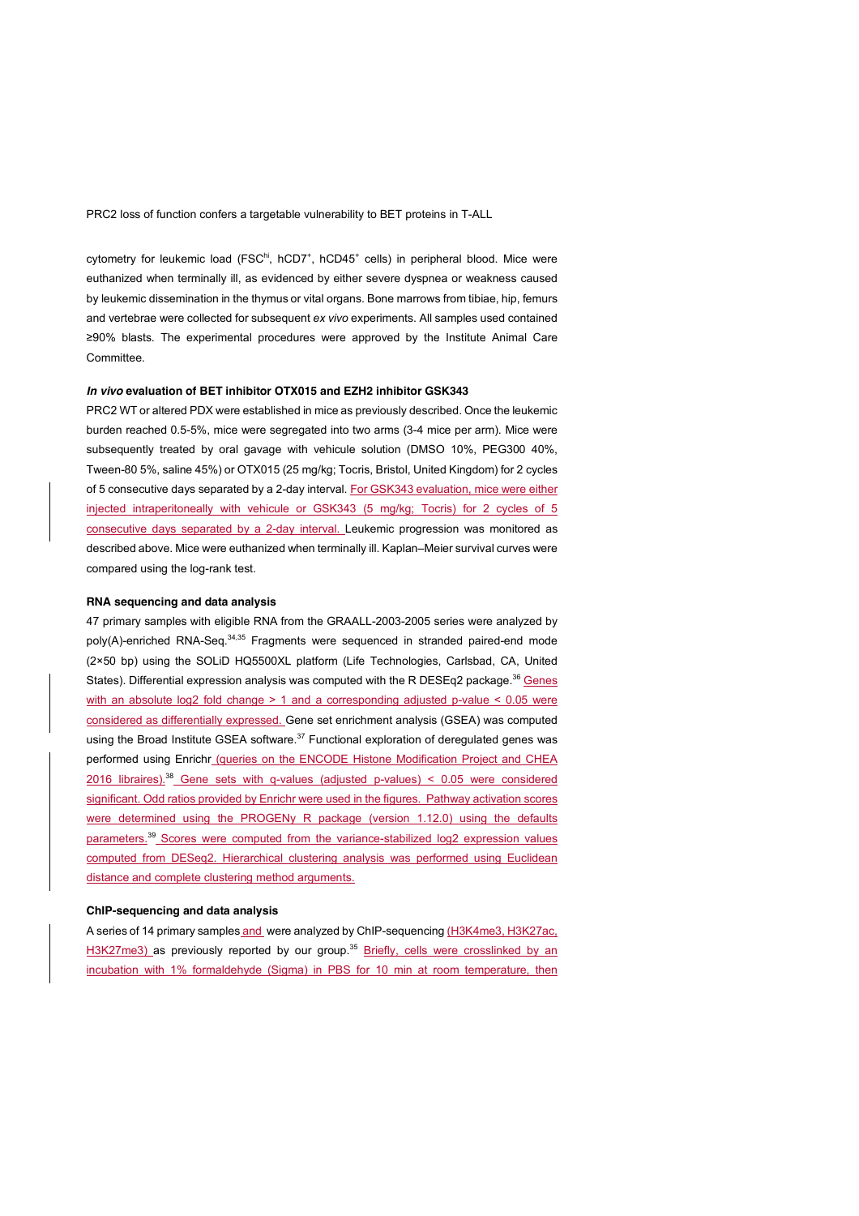cytometry for leukemic load (FSC$^{hi}$, hCD7$^{+}$, hCD45$^{+}$ cells) in peripheral blood. Mice were euthanized when terminally ill, as evidenced by either severe dyspnea or weakness caused by leukemic dissemination in the thymus or vital organs. Bone marrows from tibiae, hip, femurs and vertebrae were collected for subsequent *ex vivo* experiments. All samples used contained ≥90% blasts. The experimental procedures were approved by the Institute Animal Care Committee.

### *In vivo* evaluation of BET inhibitor OTX015 and EZH2 inhibitor GSK343

PRC2 WT or altered PDX were established in mice as previously described. Once the leukemic burden reached 0.5-5%, mice were segregated into two arms (3-4 mice per arm). Mice were subsequently treated by oral gavage with vehicule solution (DMSO 10%, PEG300 40%, Tween-80 5%, saline 45%) or OTX015 (25 mg/kg; Tocris, Bristol, United Kingdom) for 2 cycles of 5 consecutive days separated by a 2-day interval. For GSK343 evaluation, mice were either injected intraperitoneally with vehicule or GSK343 (5 mg/kg; Tocris) for 2 cycles of 5 consecutive days separated by a 2-day interval. Leukemic progression was monitored as described above. Mice were euthanized when terminally ill. Kaplan–Meier survival curves were compared using the log-rank test.

### RNA sequencing and data analysis

47 primary samples with eligible RNA from the GRAALL-2003-2005 series were analyzed by poly(A)-enriched RNA-Seq.[34,35] Fragments were sequenced in stranded paired-end mode (2×50 bp) using the SOLiD HQ5500XL platform (Life Technologies, Carlsbad, CA, United States). Differential expression analysis was computed with the R DESEq2 package.[36] Genes with an absolute log2 fold change > 1 and a corresponding adjusted p-value < 0.05 were considered as differentially expressed. Gene set enrichment analysis (GSEA) was computed using the Broad Institute GSEA software.[37] Functional exploration of deregulated genes was performed using Enrichr (queries on the ENCODE Histone Modification Project and CHEA 2016 librairies).[38] Gene sets with q-values (adjusted p-values) < 0.05 were considered significant. Odd ratios provided by Enrichr were used in the figures. Pathway activation scores were determined using the PROGENy R package (version 1.12.0) using the defaults parameters.[39] Scores were computed from the variance-stabilized log2 expression values computed from DESeq2. Hierarchical clustering analysis was performed using Euclidean distance and complete clustering method arguments.

### ChIP-sequencing and data analysis

A series of 14 primary samples and were analyzed by ChIP-sequencing (H3K4me3, H3K27ac, H3K27me3) as previously reported by our group.[35] Briefly, cells were crosslinked by an incubation with 1% formaldehyde (Sigma) in PBS for 10 min at room temperature, then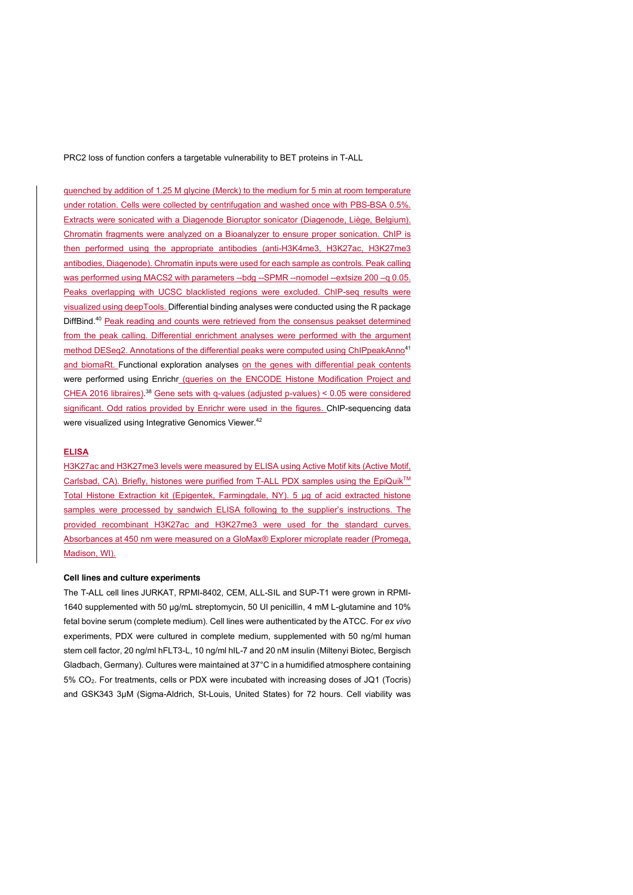quenched by addition of 1.25 M glycine (Merck) to the medium for 5 min at room temperature under rotation. Cells were collected by centrifugation and washed once with PBS-BSA 0.5%. Extracts were sonicated with a Diagenode Bioruptor sonicator (Diagenode, Liège, Belgium). Chromatin fragments were analyzed on a Bioanalyzer to ensure proper sonication. ChIP is then performed using the appropriate antibodies (anti-H3K4me3, H3K27ac, H3K27me3 antibodies, Diagenode). Chromatin inputs were used for each sample as controls. Peak calling was performed using MACS2 with parameters --bdg --SPMR --nomodel --extsize 200 –q 0.05. Peaks overlapping with UCSC blacklisted regions were excluded. ChIP-seq results were visualized using deepTools. Differential binding analyses were conducted using the R package DiffBind.[40] Peak reading and counts were retrieved from the consensus peakset determined from the peak calling. Differential enrichment analyses were performed with the argument method DESeq2. Annotations of the differential peaks were computed using ChIPpeakAnno[41] and biomaRt. Functional exploration analyses on the genes with differential peak contents were performed using Enrichr (queries on the ENCODE Histone Modification Project and CHEA 2016 libraires).[38] Gene sets with q-values (adjusted p-values) < 0.05 were considered significant. Odd ratios provided by Enrichr were used in the figures. ChIP-sequencing data were visualized using Integrative Genomics Viewer.[42]

**ELISA**

H3K27ac and H3K27me3 levels were measured by ELISA using Active Motif kits (Active Motif, Carlsbad, CA). Briefly, histones were purified from T-ALL PDX samples using the EpiQuik™ Total Histone Extraction kit (Epigentek, Farmingdale, NY). 5 µg of acid extracted histone samples were processed by sandwich ELISA following to the supplier's instructions. The provided recombinant H3K27ac and H3K27me3 were used for the standard curves. Absorbances at 450 nm were measured on a GloMax® Explorer microplate reader (Promega, Madison, WI).

**Cell lines and culture experiments**

The T-ALL cell lines JURKAT, RPMI-8402, CEM, ALL-SIL and SUP-T1 were grown in RPMI-1640 supplemented with 50 µg/mL streptomycin, 50 UI penicillin, 4 mM L-glutamine and 10% fetal bovine serum (complete medium). Cell lines were authenticated by the ATCC. For *ex vivo* experiments, PDX were cultured in complete medium, supplemented with 50 ng/ml human stem cell factor, 20 ng/ml hFLT3-L, 10 ng/ml hIL-7 and 20 nM insulin (Miltenyi Biotec, Bergisch Gladbach, Germany). Cultures were maintained at 37°C in a humidified atmosphere containing 5% $CO_2$. For treatments, cells or PDX were incubated with increasing doses of JQ1 (Tocris) and GSK343 3µM (Sigma-Aldrich, St-Louis, United States) for 72 hours. Cell viability was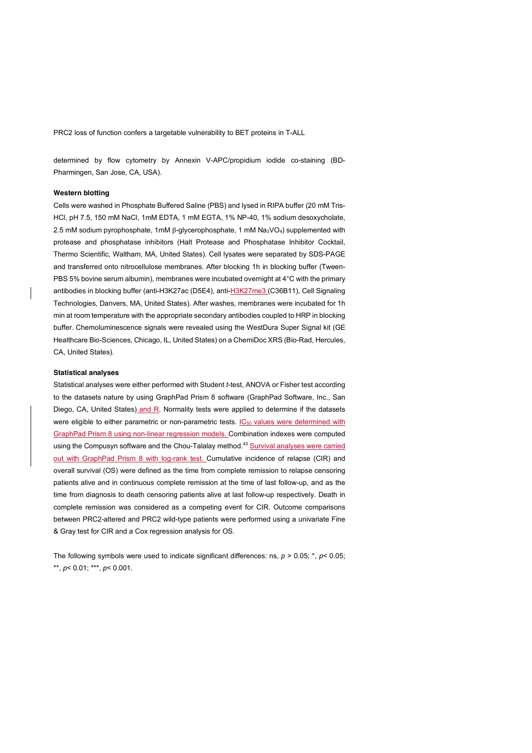determined by flow cytometry by Annexin V-APC/propidium iodide co-staining (BD-Pharmingen, San Jose, CA, USA).

### Western blotting

Cells were washed in Phosphate Buffered Saline (PBS) and lysed in RIPA buffer (20 mM Tris-HCl, pH 7.5, 150 mM NaCl, 1mM EDTA, 1 mM EGTA, 1% NP-40, 1% sodium desoxycholate, 2.5 mM sodium pyrophosphate, 1mM β-glycerophosphate, 1 mM $Na_3VO_4$) supplemented with protease and phosphatase inhibitors (Halt Protease and Phosphatase Inhibitor Cocktail, Thermo Scientific, Waltham, MA, United States). Cell lysates were separated by SDS-PAGE and transferred onto nitrocellulose membranes. After blocking 1h in blocking buffer (Tween-PBS 5% bovine serum albumin), membranes were incubated overnight at 4°C with the primary antibodies in blocking buffer (anti-H3K27ac (D5E4), anti-H3K27me3 (C36B11), Cell Signaling Technologies, Danvers, MA, United States). After washes, membranes were incubated for 1h min at room temperature with the appropriate secondary antibodies coupled to HRP in blocking buffer. Chemoluminescence signals were revealed using the WestDura Super Signal kit (GE Healthcare Bio-Sciences, Chicago, IL, United States) on a ChemiDoc XRS (Bio-Rad, Hercules, CA, United States).

### Statistical analyses

Statistical analyses were either performed with Student *t*-test, ANOVA or Fisher test according to the datasets nature by using GraphPad Prism 8 software (GraphPad Software, Inc., San Diego, CA, United States) and R. Normality tests were applied to determine if the datasets were eligible to either parametric or non-parametric tests. $IC_{50}$ values were determined with GraphPad Prism 8 using non-linear regression models. Combination indexes were computed using the Compusyn software and the Chou-Talalay method.[43] Survival analyses were carried out with GraphPad Prism 8 with log-rank test. Cumulative incidence of relapse (CIR) and overall survival (OS) were defined as the time from complete remission to relapse censoring patients alive and in continuous complete remission at the time of last follow-up, and as the time from diagnosis to death censoring patients alive at last follow-up respectively. Death in complete remission was considered as a competing event for CIR. Outcome comparisons between PRC2-altered and PRC2 wild-type patients were performed using a univariate Fine & Gray test for CIR and a Cox regression analysis for OS.

The following symbols were used to indicate significant differences: ns, $p > 0.05$; \*, $p < 0.05$; \*\*, $p < 0.01$; \*\*\*, $p < 0.001$.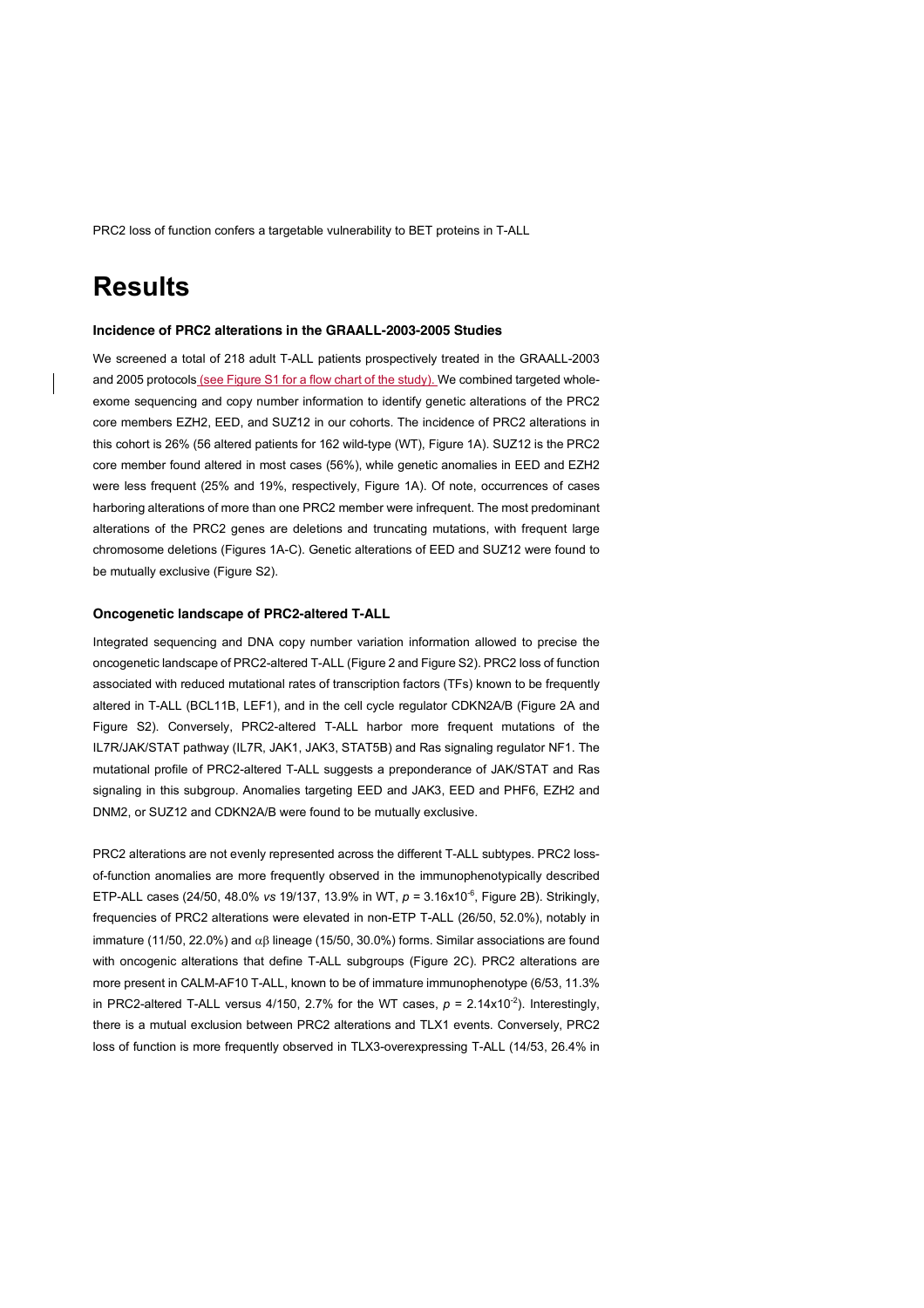# Results

### Incidence of PRC2 alterations in the GRAALL-2003-2005 Studies

We screened a total of 218 adult T-ALL patients prospectively treated in the GRAALL-2003 and 2005 protocols (see Figure S1 for a flow chart of the study). We combined targeted whole-exome sequencing and copy number information to identify genetic alterations of the PRC2 core members EZH2, EED, and SUZ12 in our cohorts. The incidence of PRC2 alterations in this cohort is 26% (56 altered patients for 162 wild-type (WT), Figure 1A). SUZ12 is the PRC2 core member found altered in most cases (56%), while genetic anomalies in EED and EZH2 were less frequent (25% and 19%, respectively, Figure 1A). Of note, occurrences of cases harboring alterations of more than one PRC2 member were infrequent. The most predominant alterations of the PRC2 genes are deletions and truncating mutations, with frequent large chromosome deletions (Figures 1A-C). Genetic alterations of EED and SUZ12 were found to be mutually exclusive (Figure S2).

### Oncogenetic landscape of PRC2-altered T-ALL

Integrated sequencing and DNA copy number variation information allowed to precise the oncogenetic landscape of PRC2-altered T-ALL (Figure 2 and Figure S2). PRC2 loss of function associated with reduced mutational rates of transcription factors (TFs) known to be frequently altered in T-ALL (BCL11B, LEF1), and in the cell cycle regulator CDKN2A/B (Figure 2A and Figure S2). Conversely, PRC2-altered T-ALL harbor more frequent mutations of the IL7R/JAK/STAT pathway (IL7R, JAK1, JAK3, STAT5B) and Ras signaling regulator NF1. The mutational profile of PRC2-altered T-ALL suggests a preponderance of JAK/STAT and Ras signaling in this subgroup. Anomalies targeting EED and JAK3, EED and PHF6, EZH2 and DNM2, or SUZ12 and CDKN2A/B were found to be mutually exclusive.

PRC2 alterations are not evenly represented across the different T-ALL subtypes. PRC2 loss-of-function anomalies are more frequently observed in the immunophenotypically described ETP-ALL cases (24/50, 48.0% *vs* 19/137, 13.9% in WT, $p = 3.16 \times 10^{-6}$, Figure 2B). Strikingly, frequencies of PRC2 alterations were elevated in non-ETP T-ALL (26/50, 52.0%), notably in immature (11/50, 22.0%) and $\alpha\beta$ lineage (15/50, 30.0%) forms. Similar associations are found with oncogenic alterations that define T-ALL subgroups (Figure 2C). PRC2 alterations are more present in CALM-AF10 T-ALL, known to be of immature immunophenotype (6/53, 11.3% in PRC2-altered T-ALL versus 4/150, 2.7% for the WT cases, $p = 2.14 \times 10^{-2}$). Interestingly, there is a mutual exclusion between PRC2 alterations and TLX1 events. Conversely, PRC2 loss of function is more frequently observed in TLX3-overexpressing T-ALL (14/53, 26.4% in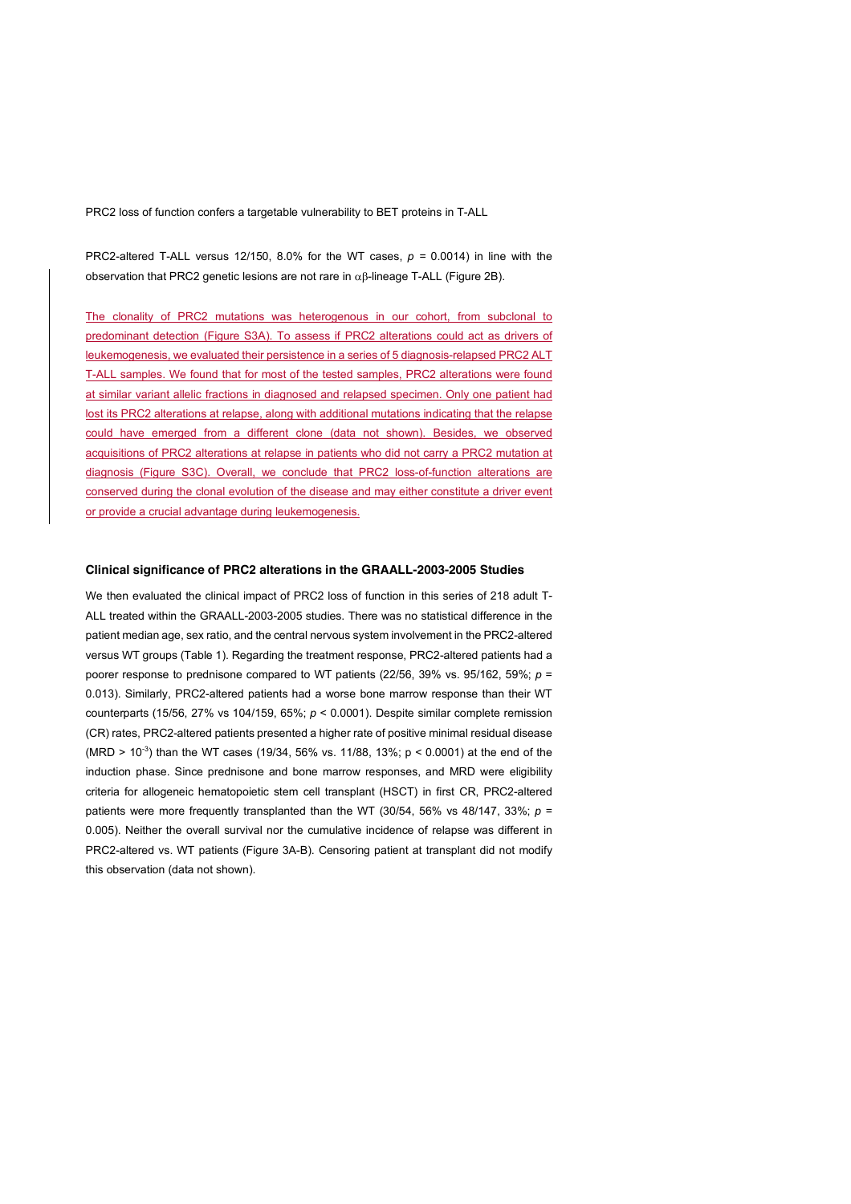PRC2-altered T-ALL versus 12/150, 8.0% for the WT cases, $p = 0.0014$) in line with the observation that PRC2 genetic lesions are not rare in $\alpha\beta$-lineage T-ALL (Figure 2B).

The clonality of PRC2 mutations was heterogenous in our cohort, from subclonal to predominant detection (Figure S3A). To assess if PRC2 alterations could act as drivers of leukemogenesis, we evaluated their persistence in a series of 5 diagnosis-relapsed PRC2 ALT T-ALL samples. We found that for most of the tested samples, PRC2 alterations were found at similar variant allelic fractions in diagnosed and relapsed specimen. Only one patient had lost its PRC2 alterations at relapse, along with additional mutations indicating that the relapse could have emerged from a different clone (data not shown). Besides, we observed acquisitions of PRC2 alterations at relapse in patients who did not carry a PRC2 mutation at diagnosis (Figure S3C). Overall, we conclude that PRC2 loss-of-function alterations are conserved during the clonal evolution of the disease and may either constitute a driver event or provide a crucial advantage during leukemogenesis.

## Clinical significance of PRC2 alterations in the GRAALL-2003-2005 Studies

We then evaluated the clinical impact of PRC2 loss of function in this series of 218 adult T-ALL treated within the GRAALL-2003-2005 studies. There was no statistical difference in the patient median age, sex ratio, and the central nervous system involvement in the PRC2-altered versus WT groups (Table 1). Regarding the treatment response, PRC2-altered patients had a poorer response to prednisone compared to WT patients (22/56, 39% vs. 95/162, 59%; $p = 0.013$). Similarly, PRC2-altered patients had a worse bone marrow response than their WT counterparts (15/56, 27% vs 104/159, 65%; $p < 0.0001$). Despite similar complete remission (CR) rates, PRC2-altered patients presented a higher rate of positive minimal residual disease (MRD > $10^{-3}$) than the WT cases (19/34, 56% vs. 11/88, 13%; $p < 0.0001$) at the end of the induction phase. Since prednisone and bone marrow responses, and MRD were eligibility criteria for allogeneic hematopoietic stem cell transplant (HSCT) in first CR, PRC2-altered patients were more frequently transplanted than the WT (30/54, 56% vs 48/147, 33%; $p = 0.005$). Neither the overall survival nor the cumulative incidence of relapse was different in PRC2-altered vs. WT patients (Figure 3A-B). Censoring patient at transplant did not modify this observation (data not shown).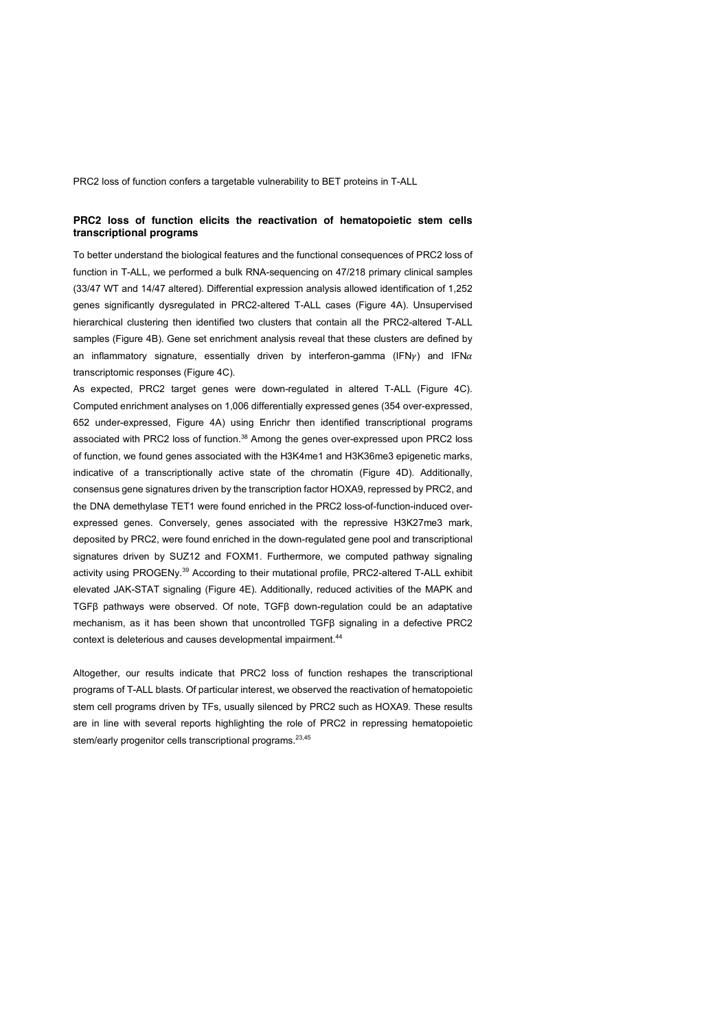## PRC2 loss of function elicits the reactivation of hematopoietic stem cells transcriptional programs

To better understand the biological features and the functional consequences of PRC2 loss of function in T-ALL, we performed a bulk RNA-sequencing on 47/218 primary clinical samples (33/47 WT and 14/47 altered). Differential expression analysis allowed identification of 1,252 genes significantly dysregulated in PRC2-altered T-ALL cases (Figure 4A). Unsupervised hierarchical clustering then identified two clusters that contain all the PRC2-altered T-ALL samples (Figure 4B). Gene set enrichment analysis reveal that these clusters are defined by an inflammatory signature, essentially driven by interferon-gamma (IFN$\gamma$) and IFN$\alpha$ transcriptomic responses (Figure 4C).

As expected, PRC2 target genes were down-regulated in altered T-ALL (Figure 4C). Computed enrichment analyses on 1,006 differentially expressed genes (354 over-expressed, 652 under-expressed, Figure 4A) using Enrichr then identified transcriptional programs associated with PRC2 loss of function.[38] Among the genes over-expressed upon PRC2 loss of function, we found genes associated with the H3K4me1 and H3K36me3 epigenetic marks, indicative of a transcriptionally active state of the chromatin (Figure 4D). Additionally, consensus gene signatures driven by the transcription factor HOXA9, repressed by PRC2, and the DNA demethylase TET1 were found enriched in the PRC2 loss-of-function-induced over-expressed genes. Conversely, genes associated with the repressive H3K27me3 mark, deposited by PRC2, were found enriched in the down-regulated gene pool and transcriptional signatures driven by SUZ12 and FOXM1. Furthermore, we computed pathway signaling activity using PROGENy.[39] According to their mutational profile, PRC2-altered T-ALL exhibit elevated JAK-STAT signaling (Figure 4E). Additionally, reduced activities of the MAPK and TGFβ pathways were observed. Of note, TGFβ down-regulation could be an adaptative mechanism, as it has been shown that uncontrolled TGFβ signaling in a defective PRC2 context is deleterious and causes developmental impairment.[44]

Altogether, our results indicate that PRC2 loss of function reshapes the transcriptional programs of T-ALL blasts. Of particular interest, we observed the reactivation of hematopoietic stem cell programs driven by TFs, usually silenced by PRC2 such as HOXA9. These results are in line with several reports highlighting the role of PRC2 in repressing hematopoietic stem/early progenitor cells transcriptional programs.[23,45]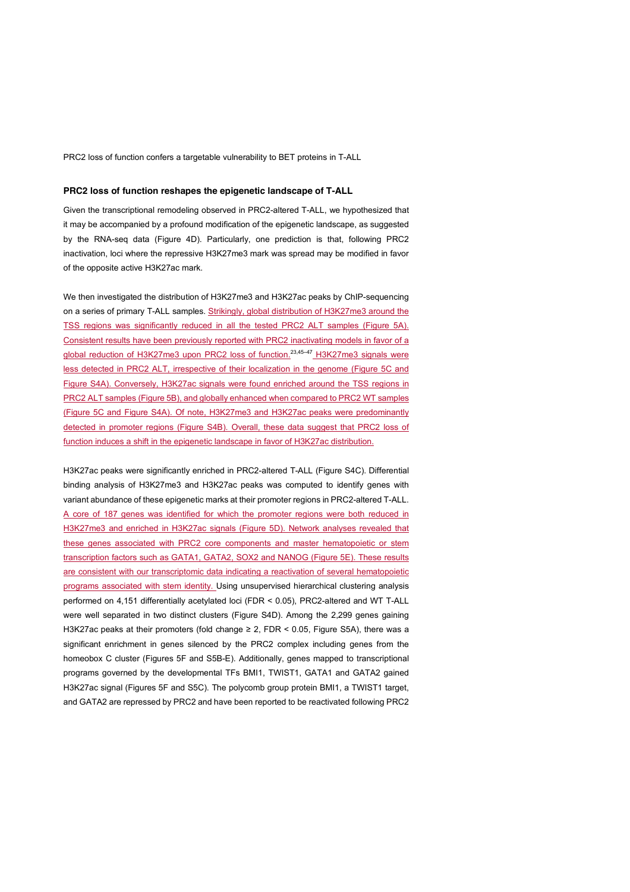PRC2 loss of function confers a targetable vulnerability to BET proteins in T-ALL

### PRC2 loss of function reshapes the epigenetic landscape of T-ALL

Given the transcriptional remodeling observed in PRC2-altered T-ALL, we hypothesized that it may be accompanied by a profound modification of the epigenetic landscape, as suggested by the RNA-seq data (Figure 4D). Particularly, one prediction is that, following PRC2 inactivation, loci where the repressive H3K27me3 mark was spread may be modified in favor of the opposite active H3K27ac mark.

We then investigated the distribution of H3K27me3 and H3K27ac peaks by ChIP-sequencing on a series of primary T-ALL samples. Strikingly, global distribution of H3K27me3 around the TSS regions was significantly reduced in all the tested PRC2 ALT samples (Figure 5A). Consistent results have been previously reported with PRC2 inactivating models in favor of a global reduction of H3K27me3 upon PRC2 loss of function.[23,45–47] H3K27me3 signals were less detected in PRC2 ALT, irrespective of their localization in the genome (Figure 5C and Figure S4A). Conversely, H3K27ac signals were found enriched around the TSS regions in PRC2 ALT samples (Figure 5B), and globally enhanced when compared to PRC2 WT samples (Figure 5C and Figure S4A). Of note, H3K27me3 and H3K27ac peaks were predominantly detected in promoter regions (Figure S4B). Overall, these data suggest that PRC2 loss of function induces a shift in the epigenetic landscape in favor of H3K27ac distribution.

H3K27ac peaks were significantly enriched in PRC2-altered T-ALL (Figure S4C). Differential binding analysis of H3K27me3 and H3K27ac peaks was computed to identify genes with variant abundance of these epigenetic marks at their promoter regions in PRC2-altered T-ALL. A core of 187 genes was identified for which the promoter regions were both reduced in H3K27me3 and enriched in H3K27ac signals (Figure 5D). Network analyses revealed that these genes associated with PRC2 core components and master hematopoietic or stem transcription factors such as GATA1, GATA2, SOX2 and NANOG (Figure 5E). These results are consistent with our transcriptomic data indicating a reactivation of several hematopoietic programs associated with stem identity. Using unsupervised hierarchical clustering analysis performed on 4,151 differentially acetylated loci (FDR < 0.05), PRC2-altered and WT T-ALL were well separated in two distinct clusters (Figure S4D). Among the 2,299 genes gaining H3K27ac peaks at their promoters (fold change ≥ 2, FDR < 0.05, Figure S5A), there was a significant enrichment in genes silenced by the PRC2 complex including genes from the homeobox C cluster (Figures 5F and S5B-E). Additionally, genes mapped to transcriptional programs governed by the developmental TFs BMI1, TWIST1, GATA1 and GATA2 gained H3K27ac signal (Figures 5F and S5C). The polycomb group protein BMI1, a TWIST1 target, and GATA2 are repressed by PRC2 and have been reported to be reactivated following PRC2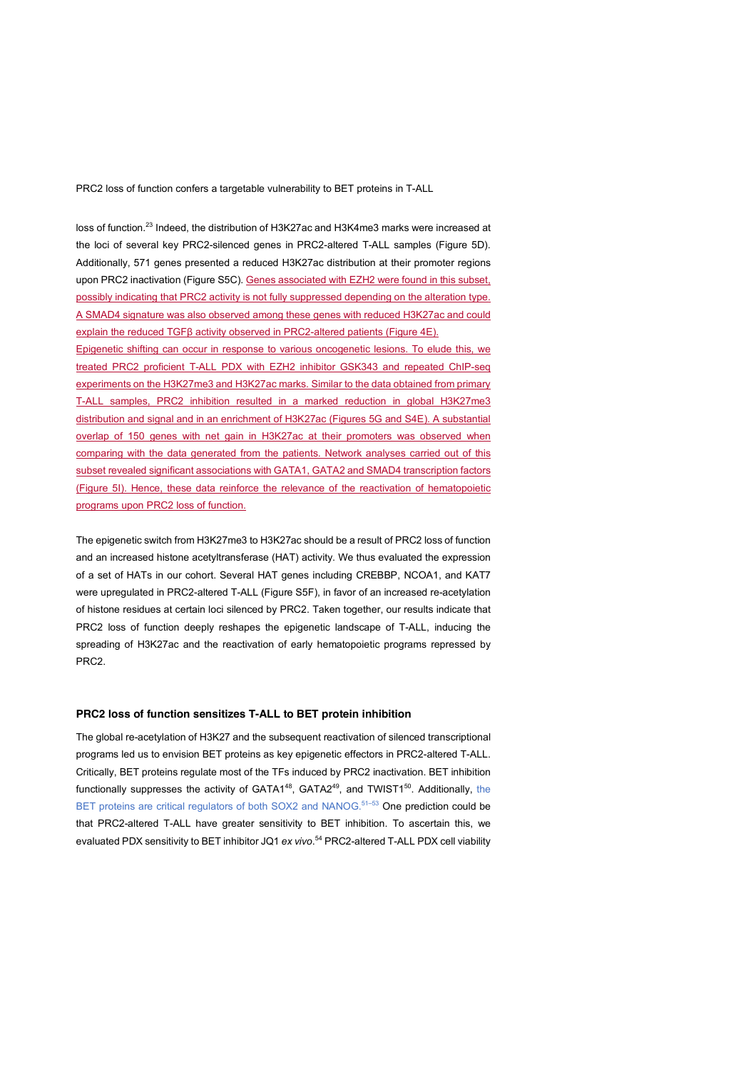loss of function.[23] Indeed, the distribution of H3K27ac and H3K4me3 marks were increased at the loci of several key PRC2-silenced genes in PRC2-altered T-ALL samples (Figure 5D). Additionally, 571 genes presented a reduced H3K27ac distribution at their promoter regions upon PRC2 inactivation (Figure S5C). Genes associated with EZH2 were found in this subset, possibly indicating that PRC2 activity is not fully suppressed depending on the alteration type. A SMAD4 signature was also observed among these genes with reduced H3K27ac and could explain the reduced TGFβ activity observed in PRC2-altered patients (Figure 4E). Epigenetic shifting can occur in response to various oncogenetic lesions. To elude this, we treated PRC2 proficient T-ALL PDX with EZH2 inhibitor GSK343 and repeated ChIP-seq experiments on the H3K27me3 and H3K27ac marks. Similar to the data obtained from primary T-ALL samples, PRC2 inhibition resulted in a marked reduction in global H3K27me3 distribution and signal and in an enrichment of H3K27ac (Figures 5G and S4E). A substantial overlap of 150 genes with net gain in H3K27ac at their promoters was observed when comparing with the data generated from the patients. Network analyses carried out of this subset revealed significant associations with GATA1, GATA2 and SMAD4 transcription factors (Figure 5I). Hence, these data reinforce the relevance of the reactivation of hematopoietic programs upon PRC2 loss of function.

The epigenetic switch from H3K27me3 to H3K27ac should be a result of PRC2 loss of function and an increased histone acetyltransferase (HAT) activity. We thus evaluated the expression of a set of HATs in our cohort. Several HAT genes including CREBBP, NCOA1, and KAT7 were upregulated in PRC2-altered T-ALL (Figure S5F), in favor of an increased re-acetylation of histone residues at certain loci silenced by PRC2. Taken together, our results indicate that PRC2 loss of function deeply reshapes the epigenetic landscape of T-ALL, inducing the spreading of H3K27ac and the reactivation of early hematopoietic programs repressed by PRC2.

### PRC2 loss of function sensitizes T-ALL to BET protein inhibition

The global re-acetylation of H3K27 and the subsequent reactivation of silenced transcriptional programs led us to envision BET proteins as key epigenetic effectors in PRC2-altered T-ALL. Critically, BET proteins regulate most of the TFs induced by PRC2 inactivation. BET inhibition functionally suppresses the activity of GATA1[48], GATA2[49], and TWIST1[50]. Additionally, the BET proteins are critical regulators of both SOX2 and NANOG.[51–53] One prediction could be that PRC2-altered T-ALL have greater sensitivity to BET inhibition. To ascertain this, we evaluated PDX sensitivity to BET inhibitor JQ1 *ex vivo*.[54] PRC2-altered T-ALL PDX cell viability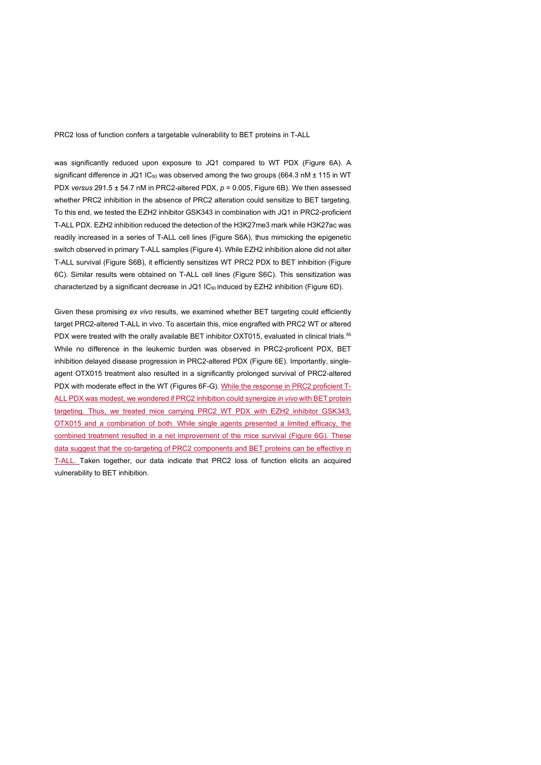was significantly reduced upon exposure to JQ1 compared to WT PDX (Figure 6A). A significant difference in JQ1 $IC_{50}$ was observed among the two groups (664.3 nM ± 115 in WT PDX *versus* 291.5 ± 54.7 nM in PRC2-altered PDX, $p = 0.005$, Figure 6B). We then assessed whether PRC2 inhibition in the absence of PRC2 alteration could sensitize to BET targeting. To this end, we tested the EZH2 inhibitor GSK343 in combination with JQ1 in PRC2-proficient T-ALL PDX. EZH2 inhibition reduced the detection of the H3K27me3 mark while H3K27ac was readily increased in a series of T-ALL cell lines (Figure S6A), thus mimicking the epigenetic switch observed in primary T-ALL samples (Figure 4). While EZH2 inhibition alone did not alter T-ALL survival (Figure S6B), it efficiently sensitizes WT PRC2 PDX to BET inhibition (Figure 6C). Similar results were obtained on T-ALL cell lines (Figure S6C). This sensitization was characterized by a significant decrease in JQ1 $IC_{50}$ induced by EZH2 inhibition (Figure 6D).

Given these promising *ex vivo* results, we examined whether BET targeting could efficiently target PRC2-altered T-ALL in vivo. To ascertain this, mice engrafted with PRC2 WT or altered PDX were treated with the orally available BET inhibitor OXT015, evaluated in clinical trials.[55] While no difference in the leukemic burden was observed in PRC2-proficent PDX, BET inhibition delayed disease progression in PRC2-altered PDX (Figure 6E). Importantly, single-agent OTX015 treatment also resulted in a significantly prolonged survival of PRC2-altered PDX with moderate effect in the WT (Figures 6F-G). While the response in PRC2 proficient T-ALL PDX was modest, we wondered if PRC2 inhibition could synergize *in vivo* with BET protein targeting. Thus, we treated mice carrying PRC2 WT PDX with EZH2 inhibitor GSK343, OTX015 and a combination of both. While single agents presented a limited efficacy, the combined treatment resulted in a net improvement of the mice survival (Figure 6G). These data suggest that the co-targeting of PRC2 components and BET proteins can be effective in T-ALL. Taken together, our data indicate that PRC2 loss of function elicits an acquired vulnerability to BET inhibition.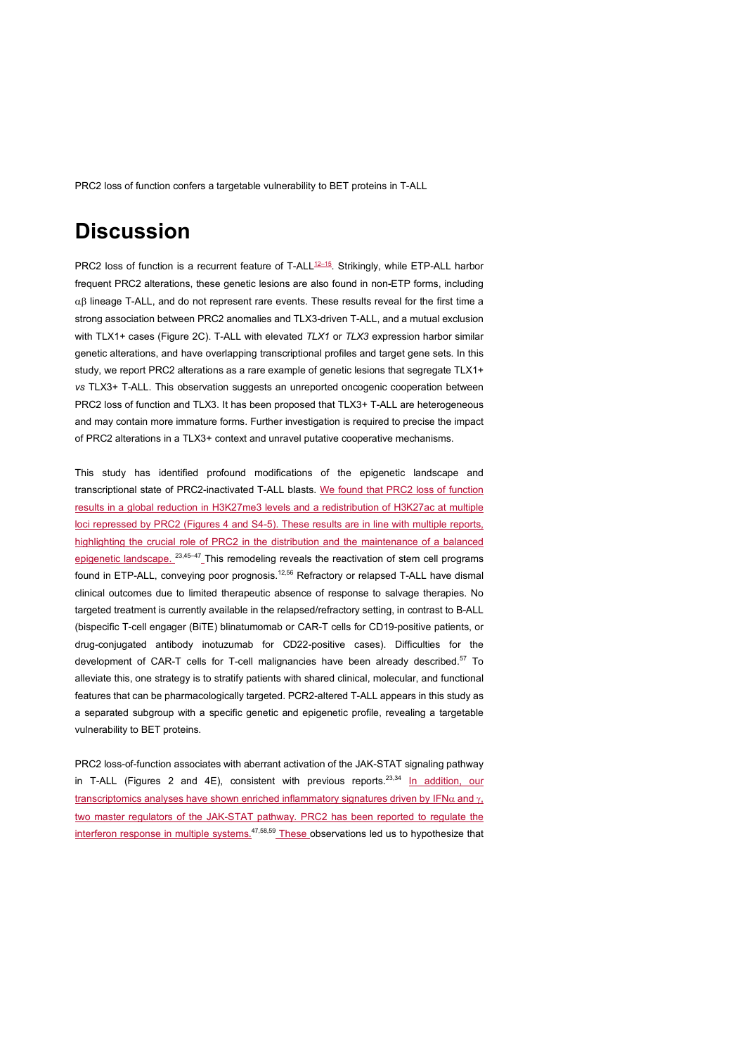## Discussion

PRC2 loss of function is a recurrent feature of T-ALL[12–15]. Strikingly, while ETP-ALL harbor frequent PRC2 alterations, these genetic lesions are also found in non-ETP forms, including $\alpha\beta$ lineage T-ALL, and do not represent rare events. These results reveal for the first time a strong association between PRC2 anomalies and TLX3-driven T-ALL, and a mutual exclusion with TLX1+ cases (Figure 2C). T-ALL with elevated *TLX1* or *TLX3* expression harbor similar genetic alterations, and have overlapping transcriptional profiles and target gene sets. In this study, we report PRC2 alterations as a rare example of genetic lesions that segregate TLX1+ *vs* TLX3+ T-ALL. This observation suggests an unreported oncogenic cooperation between PRC2 loss of function and TLX3. It has been proposed that TLX3+ T-ALL are heterogeneous and may contain more immature forms. Further investigation is required to precise the impact of PRC2 alterations in a TLX3+ context and unravel putative cooperative mechanisms.

This study has identified profound modifications of the epigenetic landscape and transcriptional state of PRC2-inactivated T-ALL blasts. We found that PRC2 loss of function results in a global reduction in H3K27me3 levels and a redistribution of H3K27ac at multiple loci repressed by PRC2 (Figures 4 and S4-5). These results are in line with multiple reports, highlighting the crucial role of PRC2 in the distribution and the maintenance of a balanced epigenetic landscape. [23,45–47] This remodeling reveals the reactivation of stem cell programs found in ETP-ALL, conveying poor prognosis.[12,56] Refractory or relapsed T-ALL have dismal clinical outcomes due to limited therapeutic absence of response to salvage therapies. No targeted treatment is currently available in the relapsed/refractory setting, in contrast to B-ALL (bispecific T-cell engager (BiTE) blinatumomab or CAR-T cells for CD19-positive patients, or drug-conjugated antibody inotuzumab for CD22-positive cases). Difficulties for the development of CAR-T cells for T-cell malignancies have been already described.[57] To alleviate this, one strategy is to stratify patients with shared clinical, molecular, and functional features that can be pharmacologically targeted. PCR2-altered T-ALL appears in this study as a separated subgroup with a specific genetic and epigenetic profile, revealing a targetable vulnerability to BET proteins.

PRC2 loss-of-function associates with aberrant activation of the JAK-STAT signaling pathway in T-ALL (Figures 2 and 4E), consistent with previous reports.[23,34] In addition, our transcriptomics analyses have shown enriched inflammatory signatures driven by IFN$\alpha$ and $\gamma$, two master regulators of the JAK-STAT pathway. PRC2 has been reported to regulate the interferon response in multiple systems.[47,58,59] These observations led us to hypothesize that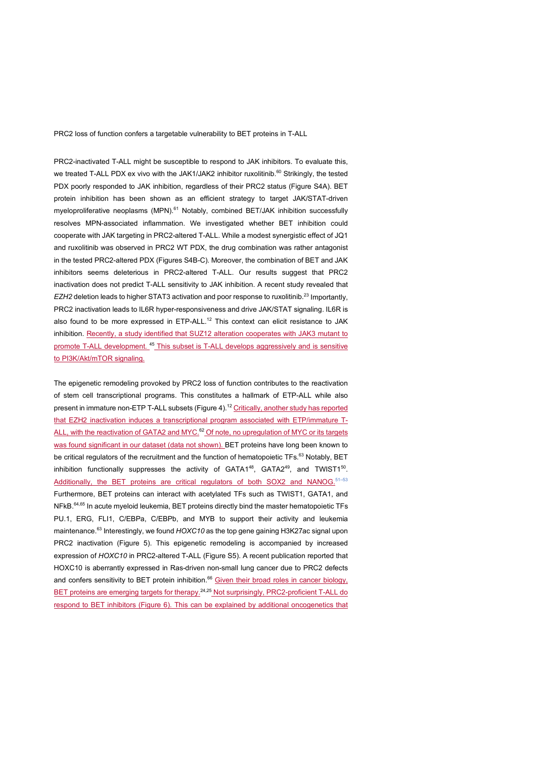PRC2 loss of function confers a targetable vulnerability to BET proteins in T-ALL

PRC2-inactivated T-ALL might be susceptible to respond to JAK inhibitors. To evaluate this, we treated T-ALL PDX ex vivo with the JAK1/JAK2 inhibitor ruxolitinib.[60] Strikingly, the tested PDX poorly responded to JAK inhibition, regardless of their PRC2 status (Figure S4A). BET protein inhibition has been shown as an efficient strategy to target JAK/STAT-driven myeloproliferative neoplasms (MPN).[61] Notably, combined BET/JAK inhibition successfully resolves MPN-associated inflammation. We investigated whether BET inhibition could cooperate with JAK targeting in PRC2-altered T-ALL. While a modest synergistic effect of JQ1 and ruxolitinib was observed in PRC2 WT PDX, the drug combination was rather antagonist in the tested PRC2-altered PDX (Figures S4B-C). Moreover, the combination of BET and JAK inhibitors seems deleterious in PRC2-altered T-ALL. Our results suggest that PRC2 inactivation does not predict T-ALL sensitivity to JAK inhibition. A recent study revealed that *EZH2* deletion leads to higher STAT3 activation and poor response to ruxolitinib.[23] Importantly, PRC2 inactivation leads to IL6R hyper-responsiveness and drive JAK/STAT signaling. IL6R is also found to be more expressed in ETP-ALL.[12] This context can elicit resistance to JAK inhibition. Recently, a study identified that SUZ12 alteration cooperates with JAK3 mutant to promote T-ALL development. [45] This subset is T-ALL develops aggressively and is sensitive to PI3K/Akt/mTOR signaling.

The epigenetic remodeling provoked by PRC2 loss of function contributes to the reactivation of stem cell transcriptional programs. This constitutes a hallmark of ETP-ALL while also present in immature non-ETP T-ALL subsets (Figure 4).[12] Critically, another study has reported that EZH2 inactivation induces a transcriptional program associated with ETP/immature T-ALL, with the reactivation of GATA2 and MYC.[62] Of note, no upregulation of MYC or its targets was found significant in our dataset (data not shown). BET proteins have long been known to be critical regulators of the recruitment and the function of hematopoietic TFs.[63] Notably, BET inhibition functionally suppresses the activity of GATA1[48], GATA2[49], and TWIST1[50]. Additionally, the BET proteins are critical regulators of both SOX2 and NANOG.[51–53] Furthermore, BET proteins can interact with acetylated TFs such as TWIST1, GATA1, and NFkB.[64,65] In acute myeloid leukemia, BET proteins directly bind the master hematopoietic TFs PU.1, ERG, FLI1, C/EBPa, C/EBPb, and MYB to support their activity and leukemia maintenance.[63] Interestingly, we found *HOXC10* as the top gene gaining H3K27ac signal upon PRC2 inactivation (Figure 5). This epigenetic remodeling is accompanied by increased expression of *HOXC10* in PRC2-altered T-ALL (Figure S5). A recent publication reported that HOXC10 is aberrantly expressed in Ras-driven non-small lung cancer due to PRC2 defects and confers sensitivity to BET protein inhibition.[66] Given their broad roles in cancer biology, BET proteins are emerging targets for therapy.[24,25] Not surprisingly, PRC2-proficient T-ALL do respond to BET inhibitors (Figure 6). This can be explained by additional oncogenetics that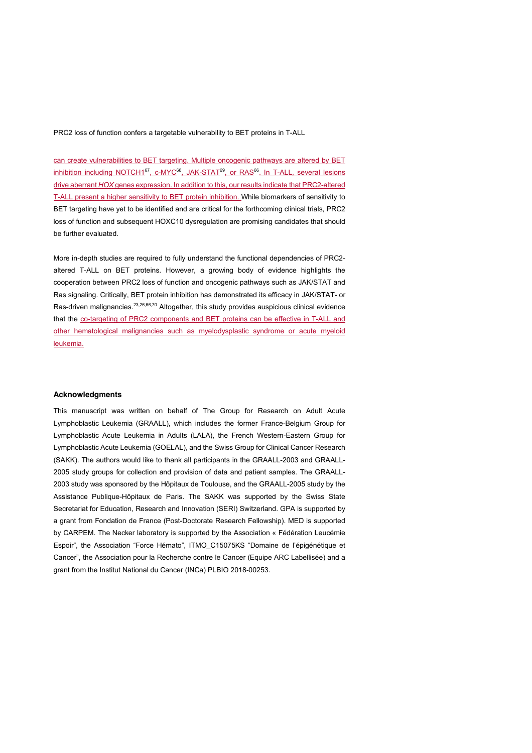can create vulnerabilities to BET targeting. Multiple oncogenic pathways are altered by BET inhibition including NOTCH1[67], c-MYC[68], JAK-STAT[69], or RAS[66]. In T-ALL, several lesions drive aberrant *HOX* genes expression. In addition to this, our results indicate that PRC2-altered T-ALL present a higher sensitivity to BET protein inhibition. While biomarkers of sensitivity to BET targeting have yet to be identified and are critical for the forthcoming clinical trials, PRC2 loss of function and subsequent HOXC10 dysregulation are promising candidates that should be further evaluated.

More in-depth studies are required to fully understand the functional dependencies of PRC2-altered T-ALL on BET proteins. However, a growing body of evidence highlights the cooperation between PRC2 loss of function and oncogenic pathways such as JAK/STAT and Ras signaling. Critically, BET protein inhibition has demonstrated its efficacy in JAK/STAT- or Ras-driven malignancies.[23,26,66,70] Altogether, this study provides auspicious clinical evidence that the co-targeting of PRC2 components and BET proteins can be effective in T-ALL and other hematological malignancies such as myelodysplastic syndrome or acute myeloid leukemia.

### Acknowledgments

This manuscript was written on behalf of The Group for Research on Adult Acute Lymphoblastic Leukemia (GRAALL), which includes the former France-Belgium Group for Lymphoblastic Acute Leukemia in Adults (LALA), the French Western-Eastern Group for Lymphoblastic Acute Leukemia (GOELAL), and the Swiss Group for Clinical Cancer Research (SAKK). The authors would like to thank all participants in the GRAALL-2003 and GRAALL-2005 study groups for collection and provision of data and patient samples. The GRAALL-2003 study was sponsored by the Hôpitaux de Toulouse, and the GRAALL-2005 study by the Assistance Publique-Hôpitaux de Paris. The SAKK was supported by the Swiss State Secretariat for Education, Research and Innovation (SERI) Switzerland. GPA is supported by a grant from Fondation de France (Post-Doctorate Research Fellowship). MED is supported by CARPEM. The Necker laboratory is supported by the Association « Fédération Leucémie Espoir", the Association "Force Hémato", ITMO_C15075KS "Domaine de l'épigénétique et Cancer", the Association pour la Recherche contre le Cancer (Equipe ARC Labellisée) and a grant from the Institut National du Cancer (INCa) PLBIO 2018-00253.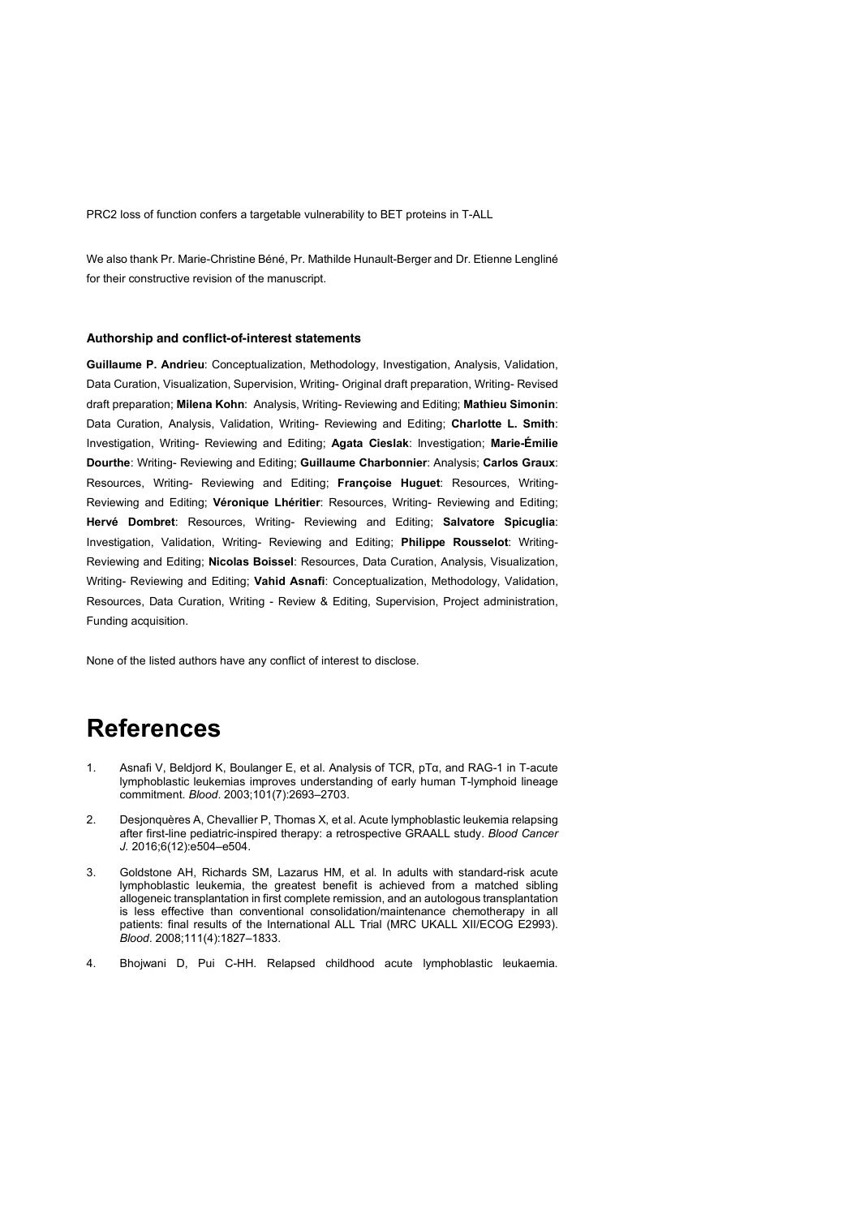We also thank Pr. Marie-Christine Béné, Pr. Mathilde Hunault-Berger and Dr. Etienne Lengliné for their constructive revision of the manuscript.

### Authorship and conflict-of-interest statements

**Guillaume P. Andrieu**: Conceptualization, Methodology, Investigation, Analysis, Validation, Data Curation, Visualization, Supervision, Writing- Original draft preparation, Writing- Revised draft preparation; **Milena Kohn**: Analysis, Writing- Reviewing and Editing; **Mathieu Simonin**: Data Curation, Analysis, Validation, Writing- Reviewing and Editing; **Charlotte L. Smith**: Investigation, Writing- Reviewing and Editing; **Agata Cieslak**: Investigation; **Marie-Émilie Dourthe**: Writing- Reviewing and Editing; **Guillaume Charbonnier**: Analysis; **Carlos Graux**: Resources, Writing- Reviewing and Editing; **Françoise Huguet**: Resources, Writing- Reviewing and Editing; **Véronique Lhéritier**: Resources, Writing- Reviewing and Editing; **Hervé Dombret**: Resources, Writing- Reviewing and Editing; **Salvatore Spicuglia**: Investigation, Validation, Writing- Reviewing and Editing; **Philippe Rousselot**: Writing- Reviewing and Editing; **Nicolas Boissel**: Resources, Data Curation, Analysis, Visualization, Writing- Reviewing and Editing; **Vahid Asnafi**: Conceptualization, Methodology, Validation, Resources, Data Curation, Writing - Review & Editing, Supervision, Project administration, Funding acquisition.

None of the listed authors have any conflict of interest to disclose.

# References

1. Asnafi V, Beldjord K, Boulanger E, et al. Analysis of TCR, pTα, and RAG-1 in T-acute lymphoblastic leukemias improves understanding of early human T-lymphoid lineage commitment. *Blood*. 2003;101(7):2693–2703.
2. Desjonquères A, Chevallier P, Thomas X, et al. Acute lymphoblastic leukemia relapsing after first-line pediatric-inspired therapy: a retrospective GRAALL study. *Blood Cancer J.* 2016;6(12):e504–e504.
3. Goldstone AH, Richards SM, Lazarus HM, et al. In adults with standard-risk acute lymphoblastic leukemia, the greatest benefit is achieved from a matched sibling allogeneic transplantation in first complete remission, and an autologous transplantation is less effective than conventional consolidation/maintenance chemotherapy in all patients: final results of the International ALL Trial (MRC UKALL XII/ECOG E2993). *Blood*. 2008;111(4):1827–1833.
4. Bhojwani D, Pui C-HH. Relapsed childhood acute lymphoblastic leukaemia.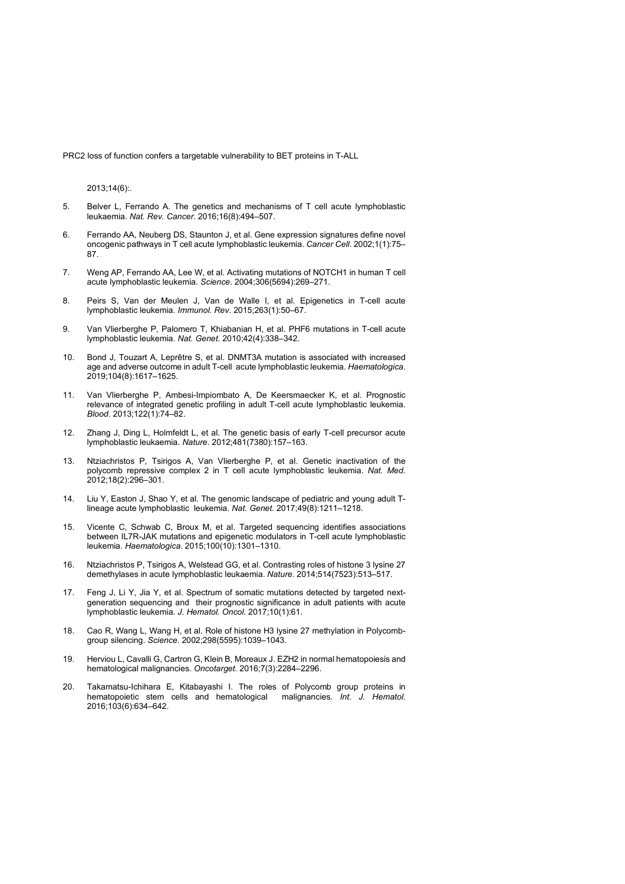2013;14(6):.

5. Belver L, Ferrando A. The genetics and mechanisms of T cell acute lymphoblastic leukaemia. *Nat. Rev. Cancer*. 2016;16(8):494–507.

6. Ferrando AA, Neuberg DS, Staunton J, et al. Gene expression signatures define novel oncogenic pathways in T cell acute lymphoblastic leukemia. *Cancer Cell*. 2002;1(1):75–87.

7. Weng AP, Ferrando AA, Lee W, et al. Activating mutations of NOTCH1 in human T cell acute lymphoblastic leukemia. *Science*. 2004;306(5694):269–271.

8. Peirs S, Van der Meulen J, Van de Walle I, et al. Epigenetics in T-cell acute lymphoblastic leukemia. *Immunol. Rev*. 2015;263(1):50–67.

9. Van Vlierberghe P, Palomero T, Khiabanian H, et al. PHF6 mutations in T-cell acute lymphoblastic leukemia. *Nat. Genet*. 2010;42(4):338–342.

10. Bond J, Touzart A, Leprêtre S, et al. DNMT3A mutation is associated with increased age and adverse outcome in adult T-cell acute lymphoblastic leukemia. *Haematologica*. 2019;104(8):1617–1625.

11. Van Vlierberghe P, Ambesi-Impiombato A, De Keersmaecker K, et al. Prognostic relevance of integrated genetic profiling in adult T-cell acute lymphoblastic leukemia. *Blood*. 2013;122(1):74–82.

12. Zhang J, Ding L, Holmfeldt L, et al. The genetic basis of early T-cell precursor acute lymphoblastic leukaemia. *Nature*. 2012;481(7380):157–163.

13. Ntziachristos P, Tsirigos A, Van Vlierberghe P, et al. Genetic inactivation of the polycomb repressive complex 2 in T cell acute lymphoblastic leukemia. *Nat. Med.* 2012;18(2):296–301.

14. Liu Y, Easton J, Shao Y, et al. The genomic landscape of pediatric and young adult T-lineage acute lymphoblastic leukemia. *Nat. Genet.* 2017;49(8):1211–1218.

15. Vicente C, Schwab C, Broux M, et al. Targeted sequencing identifies associations between IL7R-JAK mutations and epigenetic modulators in T-cell acute lymphoblastic leukemia. *Haematologica*. 2015;100(10):1301–1310.

16. Ntziachristos P, Tsirigos A, Welstead GG, et al. Contrasting roles of histone 3 lysine 27 demethylases in acute lymphoblastic leukaemia. *Nature*. 2014;514(7523):513–517.

17. Feng J, Li Y, Jia Y, et al. Spectrum of somatic mutations detected by targeted next-generation sequencing and their prognostic significance in adult patients with acute lymphoblastic leukemia. *J. Hematol. Oncol.* 2017;10(1):61.

18. Cao R, Wang L, Wang H, et al. Role of histone H3 lysine 27 methylation in Polycomb-group silencing. *Science*. 2002;298(5595):1039–1043.

19. Herviou L, Cavalli G, Cartron G, Klein B, Moreaux J. EZH2 in normal hematopoiesis and hematological malignancies. *Oncotarget*. 2016;7(3):2284–2296.

20. Takamatsu-Ichihara E, Kitabayashi I. The roles of Polycomb group proteins in hematopoietic stem cells and hematological malignancies. *Int. J. Hematol.* 2016;103(6):634–642.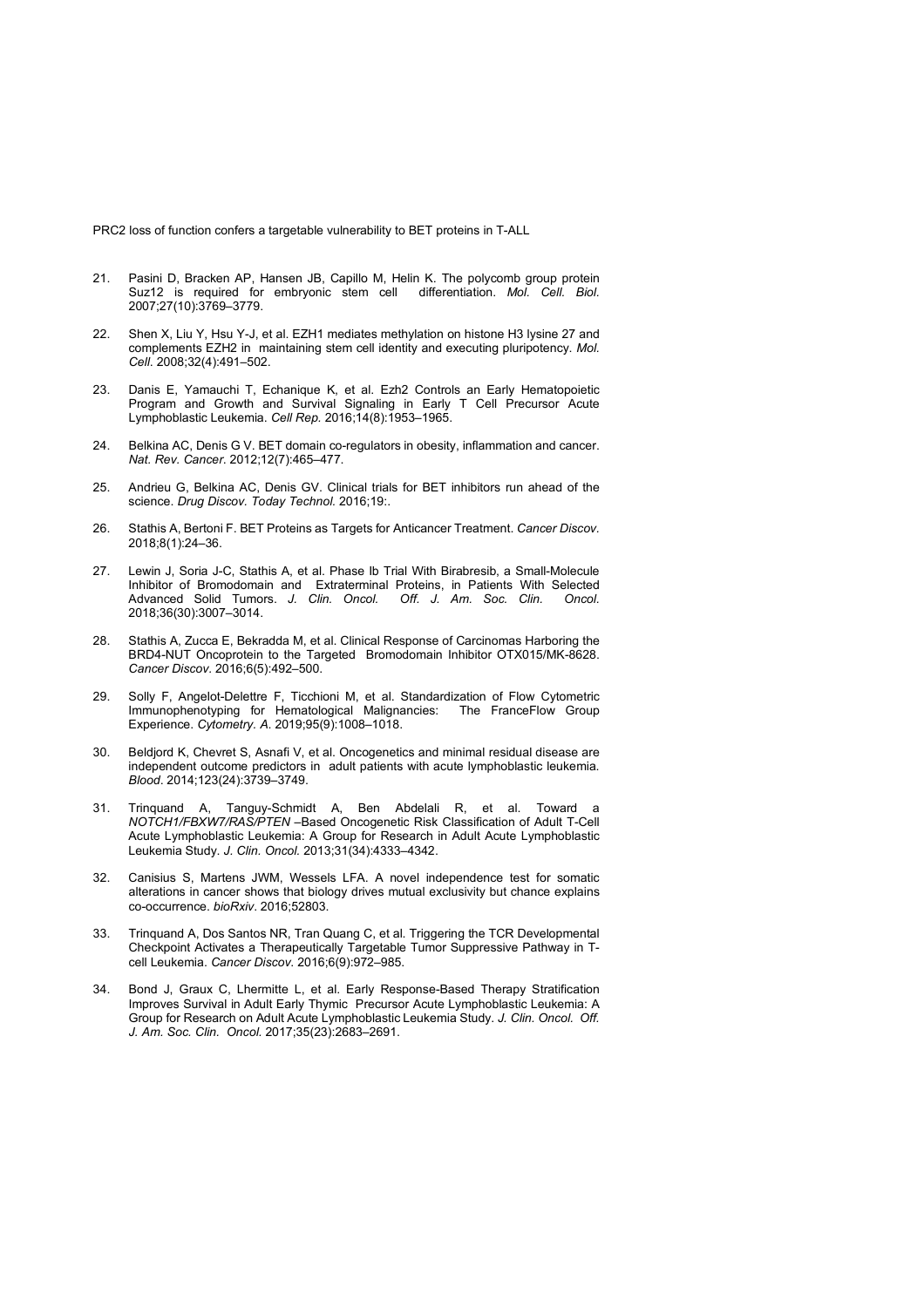21. Pasini D, Bracken AP, Hansen JB, Capillo M, Helin K. The polycomb group protein Suz12 is required for embryonic stem cell differentiation. *Mol. Cell. Biol.* 2007;27(10):3769–3779.

22. Shen X, Liu Y, Hsu Y-J, et al. EZH1 mediates methylation on histone H3 lysine 27 and complements EZH2 in maintaining stem cell identity and executing pluripotency. *Mol. Cell.* 2008;32(4):491–502.

23. Danis E, Yamauchi T, Echanique K, et al. Ezh2 Controls an Early Hematopoietic Program and Growth and Survival Signaling in Early T Cell Precursor Acute Lymphoblastic Leukemia. *Cell Rep.* 2016;14(8):1953–1965.

24. Belkina AC, Denis G V. BET domain co-regulators in obesity, inflammation and cancer. *Nat. Rev. Cancer*. 2012;12(7):465–477.

25. Andrieu G, Belkina AC, Denis GV. Clinical trials for BET inhibitors run ahead of the science. *Drug Discov. Today Technol.* 2016;19:.

26. Stathis A, Bertoni F. BET Proteins as Targets for Anticancer Treatment. *Cancer Discov.* 2018;8(1):24–36.

27. Lewin J, Soria J-C, Stathis A, et al. Phase Ib Trial With Birabresib, a Small-Molecule Inhibitor of Bromodomain and Extraterminal Proteins, in Patients With Selected Advanced Solid Tumors. *J. Clin. Oncol. Off. J. Am. Soc. Clin. Oncol.* 2018;36(30):3007–3014.

28. Stathis A, Zucca E, Bekradda M, et al. Clinical Response of Carcinomas Harboring the BRD4-NUT Oncoprotein to the Targeted Bromodomain Inhibitor OTX015/MK-8628. *Cancer Discov*. 2016;6(5):492–500.

29. Solly F, Angelot-Delettre F, Ticchioni M, et al. Standardization of Flow Cytometric Immunophenotyping for Hematological Malignancies: The FranceFlow Group Experience. *Cytometry. A.* 2019;95(9):1008–1018.

30. Beldjord K, Chevret S, Asnafi V, et al. Oncogenetics and minimal residual disease are independent outcome predictors in adult patients with acute lymphoblastic leukemia. *Blood*. 2014;123(24):3739–3749.

31. Trinquand A, Tanguy-Schmidt A, Ben Abdelali R, et al. Toward a *NOTCH1/FBXW7/RAS/PTEN* –Based Oncogenetic Risk Classification of Adult T-Cell Acute Lymphoblastic Leukemia: A Group for Research in Adult Acute Lymphoblastic Leukemia Study. *J. Clin. Oncol.* 2013;31(34):4333–4342.

32. Canisius S, Martens JWM, Wessels LFA. A novel independence test for somatic alterations in cancer shows that biology drives mutual exclusivity but chance explains co-occurrence. *bioRxiv*. 2016;52803.

33. Trinquand A, Dos Santos NR, Tran Quang C, et al. Triggering the TCR Developmental Checkpoint Activates a Therapeutically Targetable Tumor Suppressive Pathway in T-cell Leukemia. *Cancer Discov.* 2016;6(9):972–985.

34. Bond J, Graux C, Lhermitte L, et al. Early Response-Based Therapy Stratification Improves Survival in Adult Early Thymic Precursor Acute Lymphoblastic Leukemia: A Group for Research on Adult Acute Lymphoblastic Leukemia Study. *J. Clin. Oncol. Off. J. Am. Soc. Clin. Oncol.* 2017;35(23):2683–2691.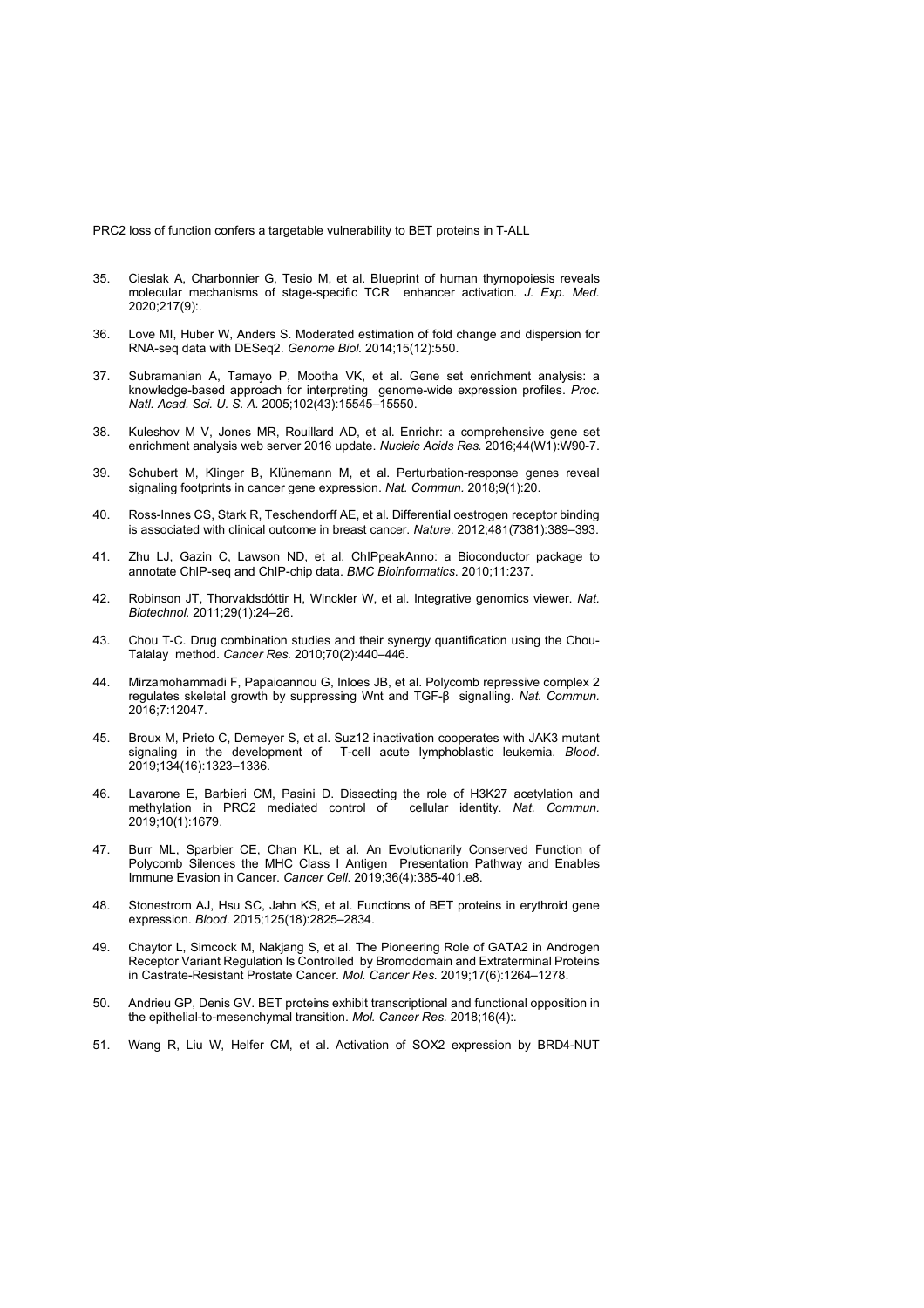35. Cieslak A, Charbonnier G, Tesio M, et al. Blueprint of human thymopoiesis reveals molecular mechanisms of stage-specific TCR enhancer activation. *J. Exp. Med.* 2020;217(9):.

36. Love MI, Huber W, Anders S. Moderated estimation of fold change and dispersion for RNA-seq data with DESeq2. *Genome Biol.* 2014;15(12):550.

37. Subramanian A, Tamayo P, Mootha VK, et al. Gene set enrichment analysis: a knowledge-based approach for interpreting genome-wide expression profiles. *Proc. Natl. Acad. Sci. U. S. A.* 2005;102(43):15545–15550.

38. Kuleshov M V, Jones MR, Rouillard AD, et al. Enrichr: a comprehensive gene set enrichment analysis web server 2016 update. *Nucleic Acids Res.* 2016;44(W1):W90-7.

39. Schubert M, Klinger B, Klünemann M, et al. Perturbation-response genes reveal signaling footprints in cancer gene expression. *Nat. Commun.* 2018;9(1):20.

40. Ross-Innes CS, Stark R, Teschendorff AE, et al. Differential oestrogen receptor binding is associated with clinical outcome in breast cancer. *Nature*. 2012;481(7381):389–393.

41. Zhu LJ, Gazin C, Lawson ND, et al. ChIPpeakAnno: a Bioconductor package to annotate ChIP-seq and ChIP-chip data. *BMC Bioinformatics*. 2010;11:237.

42. Robinson JT, Thorvaldsdóttir H, Winckler W, et al. Integrative genomics viewer. *Nat. Biotechnol.* 2011;29(1):24–26.

43. Chou T-C. Drug combination studies and their synergy quantification using the Chou-Talalay method. *Cancer Res.* 2010;70(2):440–446.

44. Mirzamohammadi F, Papaioannou G, Inloes JB, et al. Polycomb repressive complex 2 regulates skeletal growth by suppressing Wnt and TGF-β signalling. *Nat. Commun.* 2016;7:12047.

45. Broux M, Prieto C, Demeyer S, et al. Suz12 inactivation cooperates with JAK3 mutant signaling in the development of T-cell acute lymphoblastic leukemia. *Blood*. 2019;134(16):1323–1336.

46. Lavarone E, Barbieri CM, Pasini D. Dissecting the role of H3K27 acetylation and methylation in PRC2 mediated control of cellular identity. *Nat. Commun.* 2019;10(1):1679.

47. Burr ML, Sparbier CE, Chan KL, et al. An Evolutionarily Conserved Function of Polycomb Silences the MHC Class I Antigen Presentation Pathway and Enables Immune Evasion in Cancer. *Cancer Cell.* 2019;36(4):385-401.e8.

48. Stonestrom AJ, Hsu SC, Jahn KS, et al. Functions of BET proteins in erythroid gene expression. *Blood*. 2015;125(18):2825–2834.

49. Chaytor L, Simcock M, Nakjang S, et al. The Pioneering Role of GATA2 in Androgen Receptor Variant Regulation Is Controlled by Bromodomain and Extraterminal Proteins in Castrate-Resistant Prostate Cancer. *Mol. Cancer Res.* 2019;17(6):1264–1278.

50. Andrieu GP, Denis GV. BET proteins exhibit transcriptional and functional opposition in the epithelial-to-mesenchymal transition. *Mol. Cancer Res.* 2018;16(4):.

51. Wang R, Liu W, Helfer CM, et al. Activation of SOX2 expression by BRD4-NUT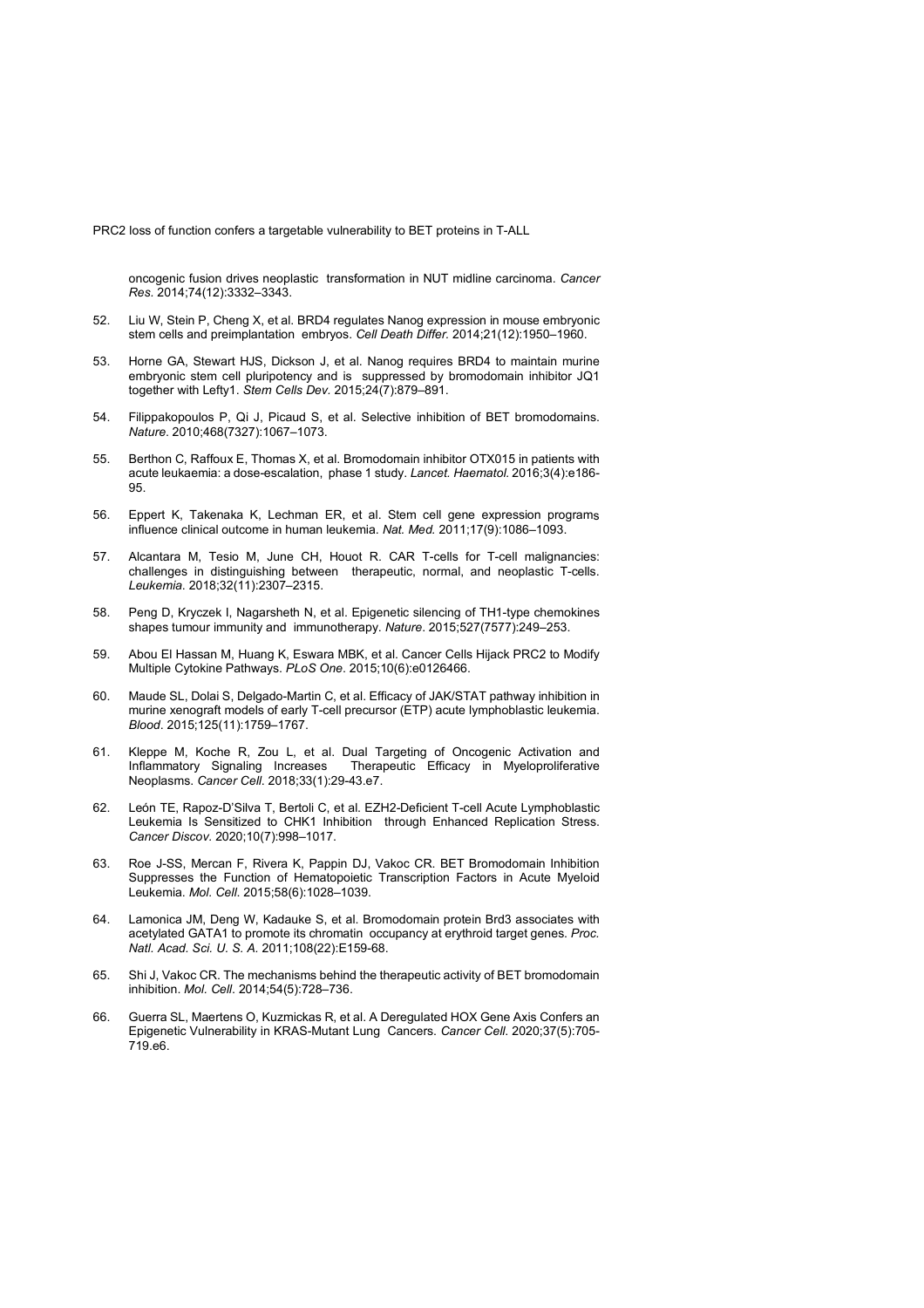oncogenic fusion drives neoplastic transformation in NUT midline carcinoma. *Cancer Res.* 2014;74(12):3332–3343.

52. Liu W, Stein P, Cheng X, et al. BRD4 regulates Nanog expression in mouse embryonic stem cells and preimplantation embryos. *Cell Death Differ.* 2014;21(12):1950–1960.

53. Horne GA, Stewart HJS, Dickson J, et al. Nanog requires BRD4 to maintain murine embryonic stem cell pluripotency and is suppressed by bromodomain inhibitor JQ1 together with Lefty1. *Stem Cells Dev.* 2015;24(7):879–891.

54. Filippakopoulos P, Qi J, Picaud S, et al. Selective inhibition of BET bromodomains. *Nature*. 2010;468(7327):1067–1073.

55. Berthon C, Raffoux E, Thomas X, et al. Bromodomain inhibitor OTX015 in patients with acute leukaemia: a dose-escalation, phase 1 study. *Lancet. Haematol.* 2016;3(4):e186-95.

56. Eppert K, Takenaka K, Lechman ER, et al. Stem cell gene expression programs influence clinical outcome in human leukemia. *Nat. Med.* 2011;17(9):1086–1093.

57. Alcantara M, Tesio M, June CH, Houot R. CAR T-cells for T-cell malignancies: challenges in distinguishing between therapeutic, normal, and neoplastic T-cells. *Leukemia*. 2018;32(11):2307–2315.

58. Peng D, Kryczek I, Nagarsheth N, et al. Epigenetic silencing of TH1-type chemokines shapes tumour immunity and immunotherapy. *Nature*. 2015;527(7577):249–253.

59. Abou El Hassan M, Huang K, Eswara MBK, et al. Cancer Cells Hijack PRC2 to Modify Multiple Cytokine Pathways. *PLoS One*. 2015;10(6):e0126466.

60. Maude SL, Dolai S, Delgado-Martin C, et al. Efficacy of JAK/STAT pathway inhibition in murine xenograft models of early T-cell precursor (ETP) acute lymphoblastic leukemia. *Blood*. 2015;125(11):1759–1767.

61. Kleppe M, Koche R, Zou L, et al. Dual Targeting of Oncogenic Activation and Inflammatory Signaling Increases Therapeutic Efficacy in Myeloproliferative Neoplasms. *Cancer Cell*. 2018;33(1):29-43.e7.

62. León TE, Rapoz-D'Silva T, Bertoli C, et al. EZH2-Deficient T-cell Acute Lymphoblastic Leukemia Is Sensitized to CHK1 Inhibition through Enhanced Replication Stress. *Cancer Discov.* 2020;10(7):998–1017.

63. Roe J-SS, Mercan F, Rivera K, Pappin DJ, Vakoc CR. BET Bromodomain Inhibition Suppresses the Function of Hematopoietic Transcription Factors in Acute Myeloid Leukemia. *Mol. Cell.* 2015;58(6):1028–1039.

64. Lamonica JM, Deng W, Kadauke S, et al. Bromodomain protein Brd3 associates with acetylated GATA1 to promote its chromatin occupancy at erythroid target genes. *Proc. Natl. Acad. Sci. U. S. A.* 2011;108(22):E159-68.

65. Shi J, Vakoc CR. The mechanisms behind the therapeutic activity of BET bromodomain inhibition. *Mol. Cell*. 2014;54(5):728–736.

66. Guerra SL, Maertens O, Kuzmickas R, et al. A Deregulated HOX Gene Axis Confers an Epigenetic Vulnerability in KRAS-Mutant Lung Cancers. *Cancer Cell.* 2020;37(5):705-719.e6.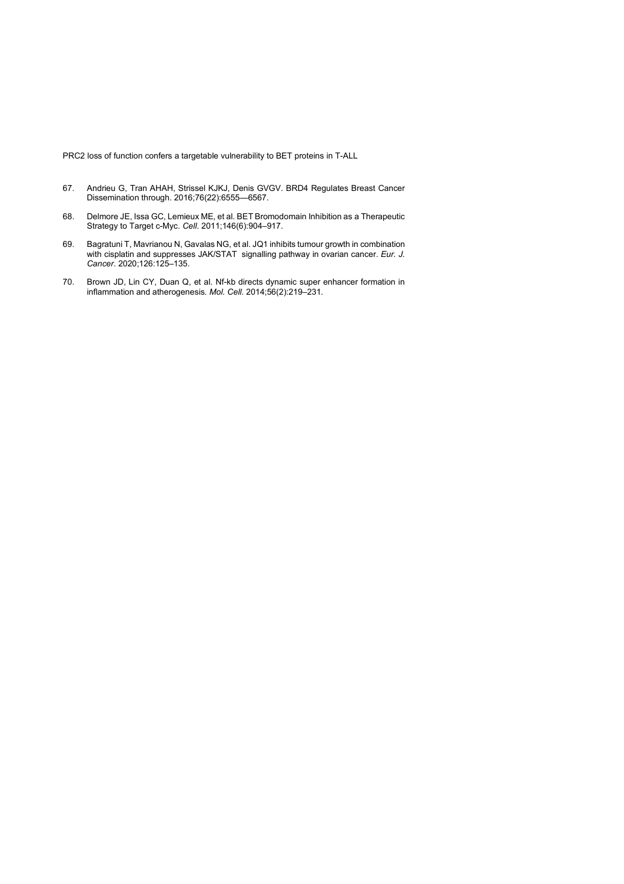67. Andrieu G, Tran AHAH, Strissel KJKJ, Denis GVGV. BRD4 Regulates Breast Cancer Dissemination through. 2016;76(22):6555—6567.

68. Delmore JE, Issa GC, Lemieux ME, et al. BET Bromodomain Inhibition as a Therapeutic Strategy to Target c-Myc. *Cell*. 2011;146(6):904–917.

69. Bagratuni T, Mavrianou N, Gavalas NG, et al. JQ1 inhibits tumour growth in combination with cisplatin and suppresses JAK/STAT signalling pathway in ovarian cancer. *Eur. J. Cancer*. 2020;126:125–135.

70. Brown JD, Lin CY, Duan Q, et al. Nf-kb directs dynamic super enhancer formation in inflammation and atherogenesis. *Mol. Cell*. 2014;56(2):219–231.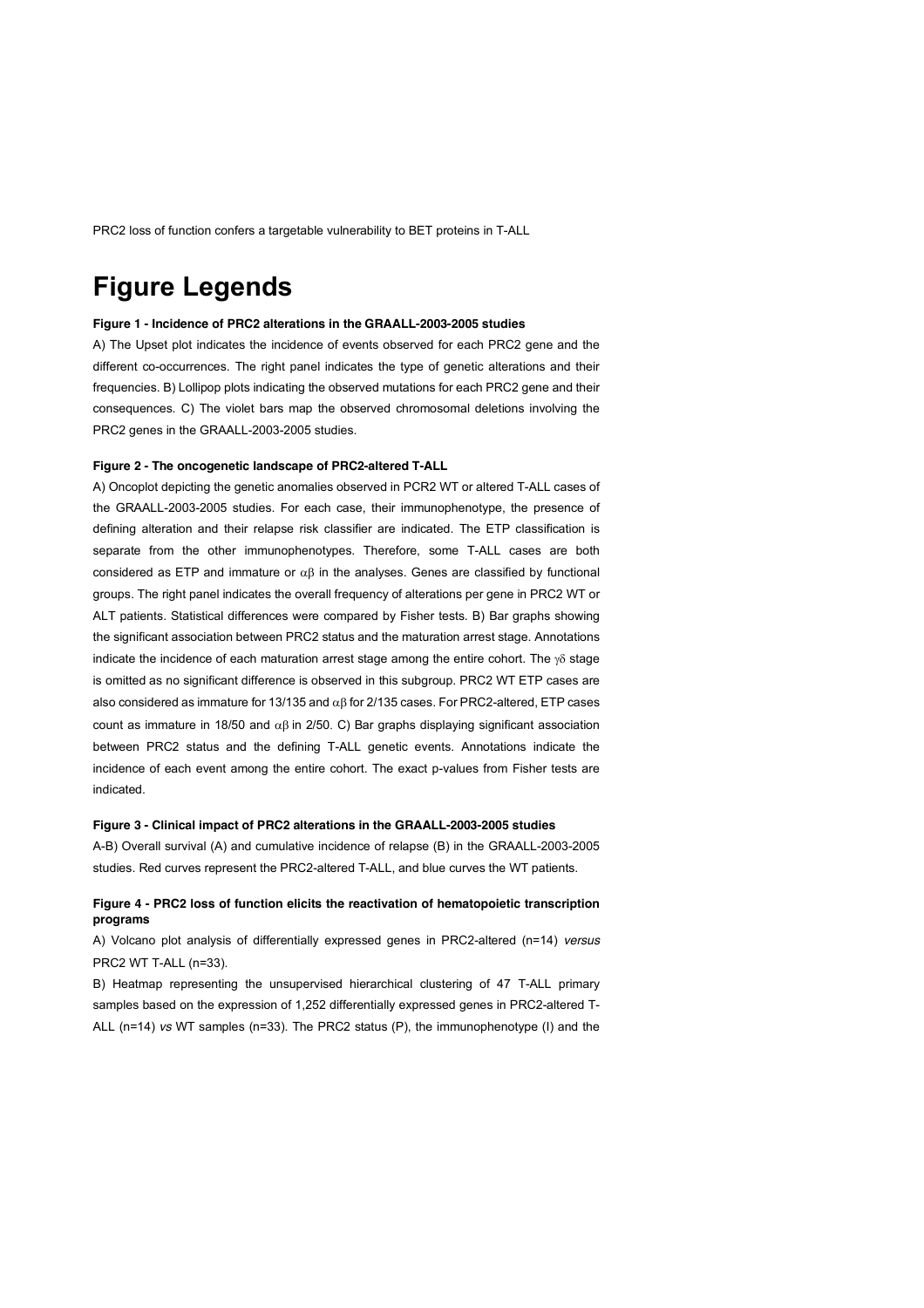# Figure Legends

**Figure 1 - Incidence of PRC2 alterations in the GRAALL-2003-2005 studies**

A) The Upset plot indicates the incidence of events observed for each PRC2 gene and the different co-occurrences. The right panel indicates the type of genetic alterations and their frequencies. B) Lollipop plots indicating the observed mutations for each PRC2 gene and their consequences. C) The violet bars map the observed chromosomal deletions involving the PRC2 genes in the GRAALL-2003-2005 studies.

**Figure 2 - The oncogenetic landscape of PRC2-altered T-ALL**

A) Oncoplot depicting the genetic anomalies observed in PCR2 WT or altered T-ALL cases of the GRAALL-2003-2005 studies. For each case, their immunophenotype, the presence of defining alteration and their relapse risk classifier are indicated. The ETP classification is separate from the other immunophenotypes. Therefore, some T-ALL cases are both considered as ETP and immature or $\alpha\beta$ in the analyses. Genes are classified by functional groups. The right panel indicates the overall frequency of alterations per gene in PRC2 WT or ALT patients. Statistical differences were compared by Fisher tests. B) Bar graphs showing the significant association between PRC2 status and the maturation arrest stage. Annotations indicate the incidence of each maturation arrest stage among the entire cohort. The $\gamma\delta$ stage is omitted as no significant difference is observed in this subgroup. PRC2 WT ETP cases are also considered as immature for 13/135 and $\alpha\beta$ for 2/135 cases. For PRC2-altered, ETP cases count as immature in 18/50 and $\alpha\beta$ in 2/50. C) Bar graphs displaying significant association between PRC2 status and the defining T-ALL genetic events. Annotations indicate the incidence of each event among the entire cohort. The exact p-values from Fisher tests are indicated.

**Figure 3 - Clinical impact of PRC2 alterations in the GRAALL-2003-2005 studies**

A-B) Overall survival (A) and cumulative incidence of relapse (B) in the GRAALL-2003-2005 studies. Red curves represent the PRC2-altered T-ALL, and blue curves the WT patients.

**Figure 4 - PRC2 loss of function elicits the reactivation of hematopoietic transcription programs**

A) Volcano plot analysis of differentially expressed genes in PRC2-altered (n=14) *versus* PRC2 WT T-ALL (n=33).

B) Heatmap representing the unsupervised hierarchical clustering of 47 T-ALL primary samples based on the expression of 1,252 differentially expressed genes in PRC2-altered T-ALL (n=14) *vs* WT samples (n=33). The PRC2 status (P), the immunophenotype (I) and the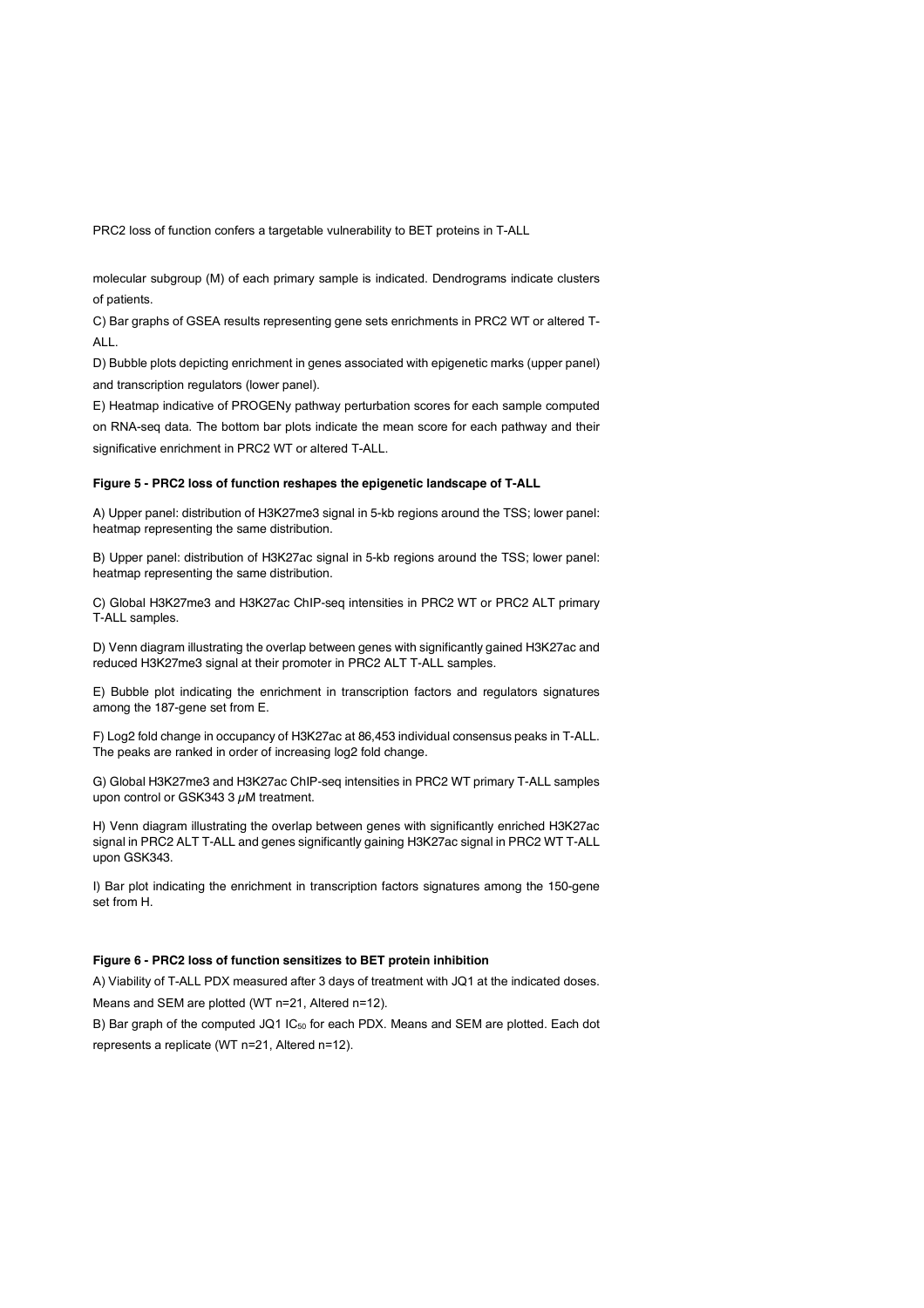molecular subgroup (M) of each primary sample is indicated. Dendrograms indicate clusters of patients.

C) Bar graphs of GSEA results representing gene sets enrichments in PRC2 WT or altered T-ALL.

D) Bubble plots depicting enrichment in genes associated with epigenetic marks (upper panel) and transcription regulators (lower panel).

E) Heatmap indicative of PROGENy pathway perturbation scores for each sample computed on RNA-seq data. The bottom bar plots indicate the mean score for each pathway and their significative enrichment in PRC2 WT or altered T-ALL.

**Figure 5 - PRC2 loss of function reshapes the epigenetic landscape of T-ALL**

A) Upper panel: distribution of H3K27me3 signal in 5-kb regions around the TSS; lower panel: heatmap representing the same distribution.

B) Upper panel: distribution of H3K27ac signal in 5-kb regions around the TSS; lower panel: heatmap representing the same distribution.

C) Global H3K27me3 and H3K27ac ChIP-seq intensities in PRC2 WT or PRC2 ALT primary T-ALL samples.

D) Venn diagram illustrating the overlap between genes with significantly gained H3K27ac and reduced H3K27me3 signal at their promoter in PRC2 ALT T-ALL samples.

E) Bubble plot indicating the enrichment in transcription factors and regulators signatures among the 187-gene set from E.

F) Log2 fold change in occupancy of H3K27ac at 86,453 individual consensus peaks in T-ALL. The peaks are ranked in order of increasing log2 fold change.

G) Global H3K27me3 and H3K27ac ChIP-seq intensities in PRC2 WT primary T-ALL samples upon control or GSK343 3 $\mu$M treatment.

H) Venn diagram illustrating the overlap between genes with significantly enriched H3K27ac signal in PRC2 ALT T-ALL and genes significantly gaining H3K27ac signal in PRC2 WT T-ALL upon GSK343.

I) Bar plot indicating the enrichment in transcription factors signatures among the 150-gene set from H.

**Figure 6 - PRC2 loss of function sensitizes to BET protein inhibition**

A) Viability of T-ALL PDX measured after 3 days of treatment with JQ1 at the indicated doses. Means and SEM are plotted (WT n=21, Altered n=12).

B) Bar graph of the computed JQ1 $IC_{50}$ for each PDX. Means and SEM are plotted. Each dot represents a replicate (WT n=21, Altered n=12).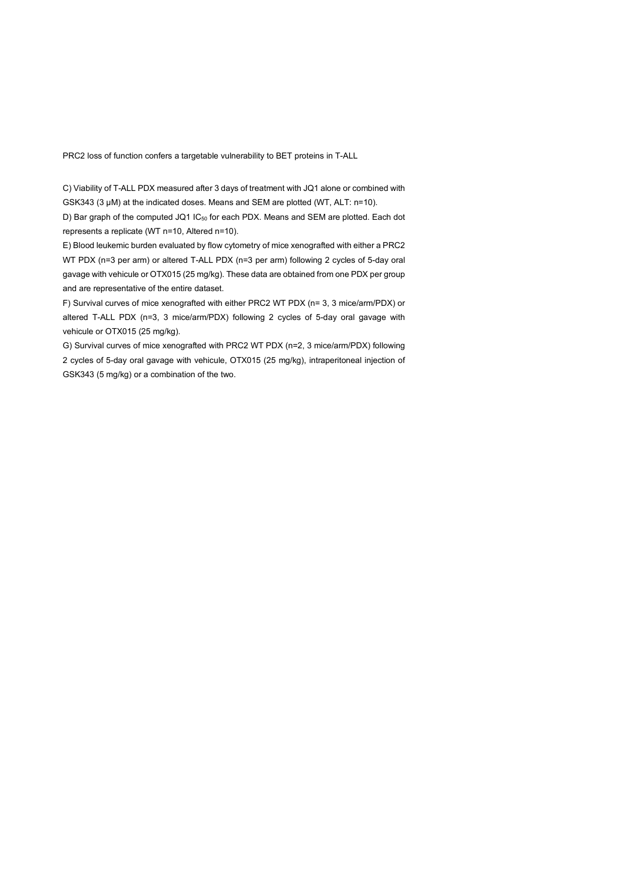PRC2 loss of function confers a targetable vulnerability to BET proteins in T-ALL

C) Viability of T-ALL PDX measured after 3 days of treatment with JQ1 alone or combined with GSK343 (3 µM) at the indicated doses. Means and SEM are plotted (WT, ALT: n=10).

D) Bar graph of the computed JQ1 $IC_{50}$ for each PDX. Means and SEM are plotted. Each dot represents a replicate (WT n=10, Altered n=10).

E) Blood leukemic burden evaluated by flow cytometry of mice xenografted with either a PRC2 WT PDX (n=3 per arm) or altered T-ALL PDX (n=3 per arm) following 2 cycles of 5-day oral gavage with vehicule or OTX015 (25 mg/kg). These data are obtained from one PDX per group and are representative of the entire dataset.

F) Survival curves of mice xenografted with either PRC2 WT PDX (n= 3, 3 mice/arm/PDX) or altered T-ALL PDX (n=3, 3 mice/arm/PDX) following 2 cycles of 5-day oral gavage with vehicule or OTX015 (25 mg/kg).

G) Survival curves of mice xenografted with PRC2 WT PDX (n=2, 3 mice/arm/PDX) following 2 cycles of 5-day oral gavage with vehicule, OTX015 (25 mg/kg), intraperitoneal injection of GSK343 (5 mg/kg) or a combination of the two.